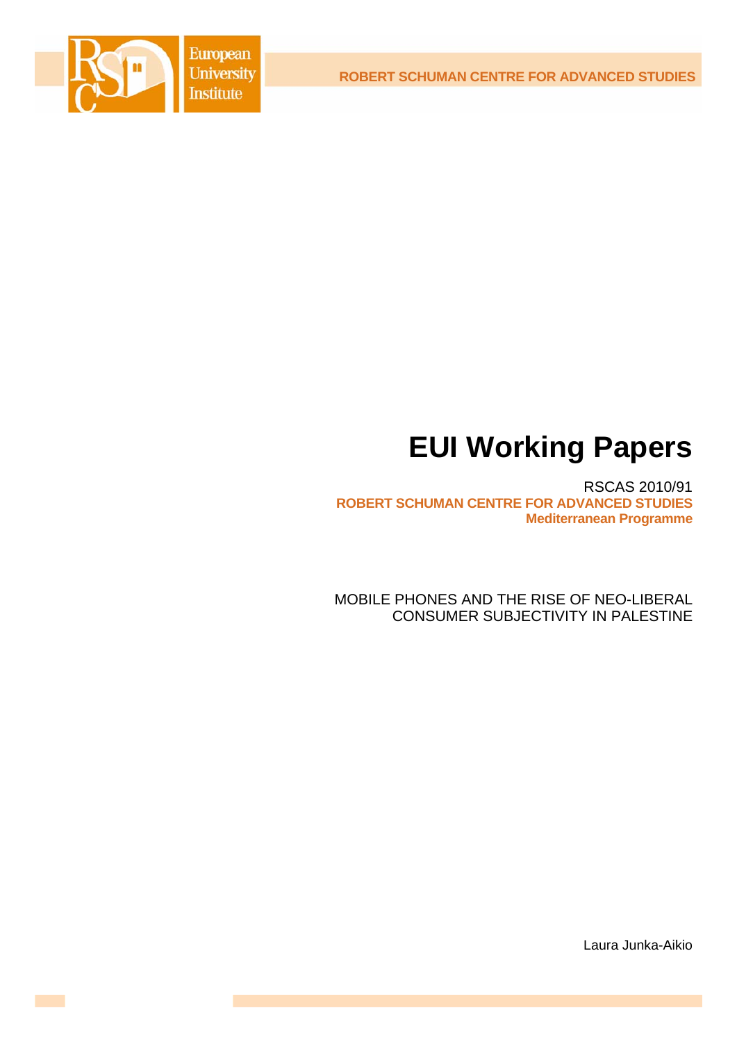ROBERT SCHUMAN CENTRE FOR ADVANCED STUDIES

# EUI Working Papers

RSCAS 2010/91
**ROBERT SCHUMAN CENTRE FOR ADVANCED STUDIES**
**Mediterranean Programme**

MOBILE PHONES AND THE RISE OF NEO-LIBERAL CONSUMER SUBJECTIVITY IN PALESTINE

Laura Junka-Aikio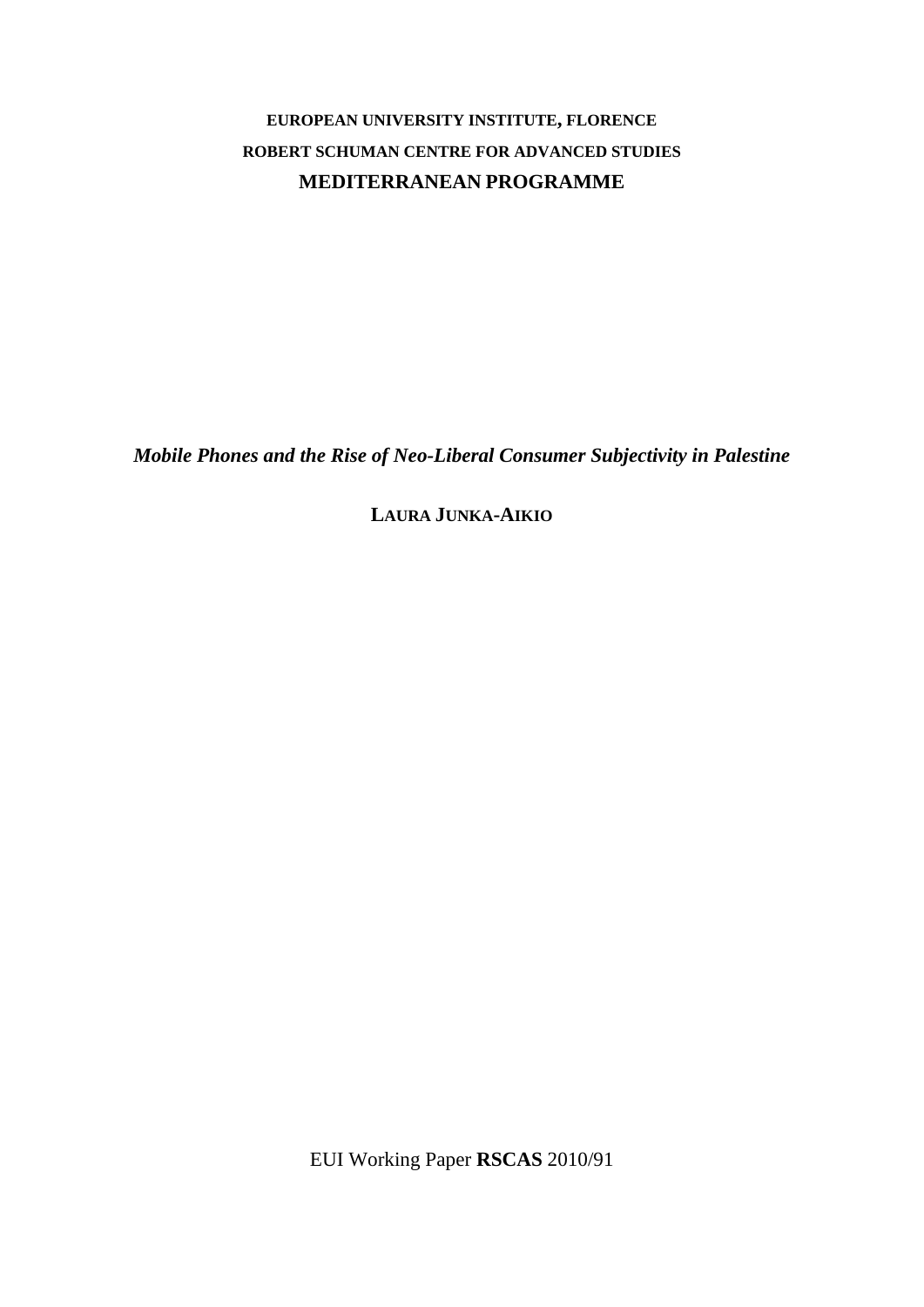**EUROPEAN UNIVERSITY INSTITUTE, FLORENCE**

**ROBERT SCHUMAN CENTRE FOR ADVANCED STUDIES**

**MEDITERRANEAN PROGRAMME**

***Mobile Phones and the Rise of Neo-Liberal Consumer Subjectivity in Palestine***

**LAURA JUNKA-AIKIO**

EUI Working Paper **RSCAS** 2010/91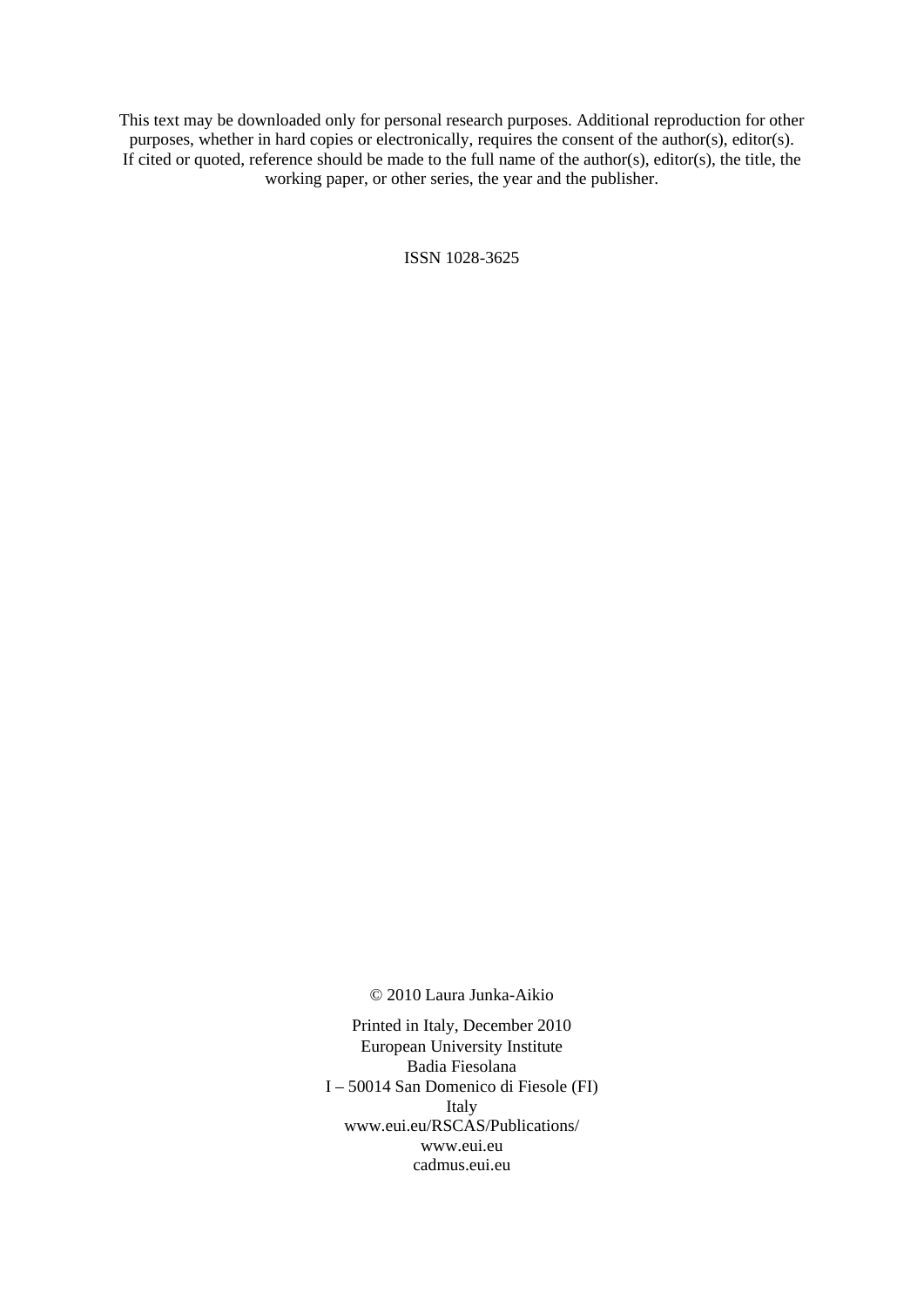This text may be downloaded only for personal research purposes. Additional reproduction for other purposes, whether in hard copies or electronically, requires the consent of the author(s), editor(s). If cited or quoted, reference should be made to the full name of the author(s), editor(s), the title, the working paper, or other series, the year and the publisher.

ISSN 1028-3625

© 2010 Laura Junka-Aikio

Printed in Italy, December 2010
European University Institute
Badia Fiesolana
I – 50014 San Domenico di Fiesole (FI)
Italy
www.eui.eu/RSCAS/Publications/
www.eui.eu
cadmus.eui.eu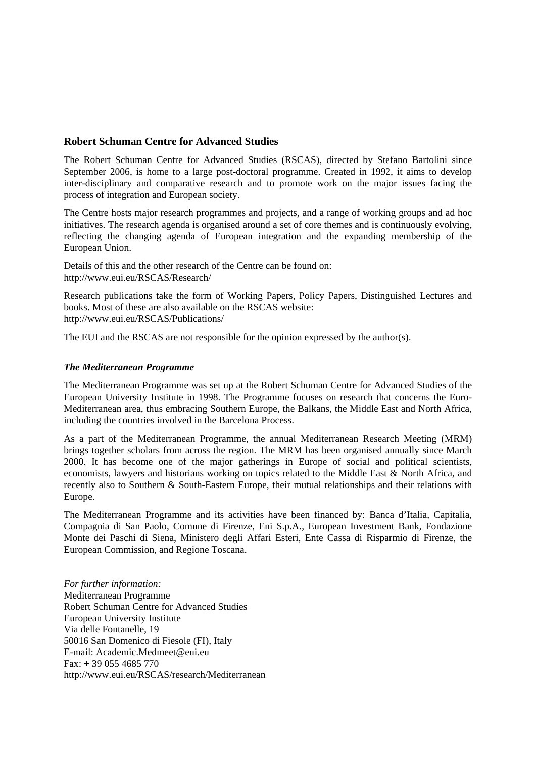## Robert Schuman Centre for Advanced Studies

The Robert Schuman Centre for Advanced Studies (RSCAS), directed by Stefano Bartolini since September 2006, is home to a large post-doctoral programme. Created in 1992, it aims to develop inter-disciplinary and comparative research and to promote work on the major issues facing the process of integration and European society.

The Centre hosts major research programmes and projects, and a range of working groups and ad hoc initiatives. The research agenda is organised around a set of core themes and is continuously evolving, reflecting the changing agenda of European integration and the expanding membership of the European Union.

Details of this and the other research of the Centre can be found on:
http://www.eui.eu/RSCAS/Research/

Research publications take the form of Working Papers, Policy Papers, Distinguished Lectures and books. Most of these are also available on the RSCAS website:
http://www.eui.eu/RSCAS/Publications/

The EUI and the RSCAS are not responsible for the opinion expressed by the author(s).

### *The Mediterranean Programme*

The Mediterranean Programme was set up at the Robert Schuman Centre for Advanced Studies of the European University Institute in 1998. The Programme focuses on research that concerns the Euro-Mediterranean area, thus embracing Southern Europe, the Balkans, the Middle East and North Africa, including the countries involved in the Barcelona Process.

As a part of the Mediterranean Programme, the annual Mediterranean Research Meeting (MRM) brings together scholars from across the region. The MRM has been organised annually since March 2000. It has become one of the major gatherings in Europe of social and political scientists, economists, lawyers and historians working on topics related to the Middle East & North Africa, and recently also to Southern & South-Eastern Europe, their mutual relationships and their relations with Europe.

The Mediterranean Programme and its activities have been financed by: Banca d'Italia, Capitalia, Compagnia di San Paolo, Comune di Firenze, Eni S.p.A., European Investment Bank, Fondazione Monte dei Paschi di Siena, Ministero degli Affari Esteri, Ente Cassa di Risparmio di Firenze, the European Commission, and Regione Toscana.

*For further information:*
Mediterranean Programme
Robert Schuman Centre for Advanced Studies
European University Institute
Via delle Fontanelle, 19
50016 San Domenico di Fiesole (FI), Italy
E-mail: Academic.Medmeet@eui.eu
Fax: + 39 055 4685 770
http://www.eui.eu/RSCAS/research/Mediterranean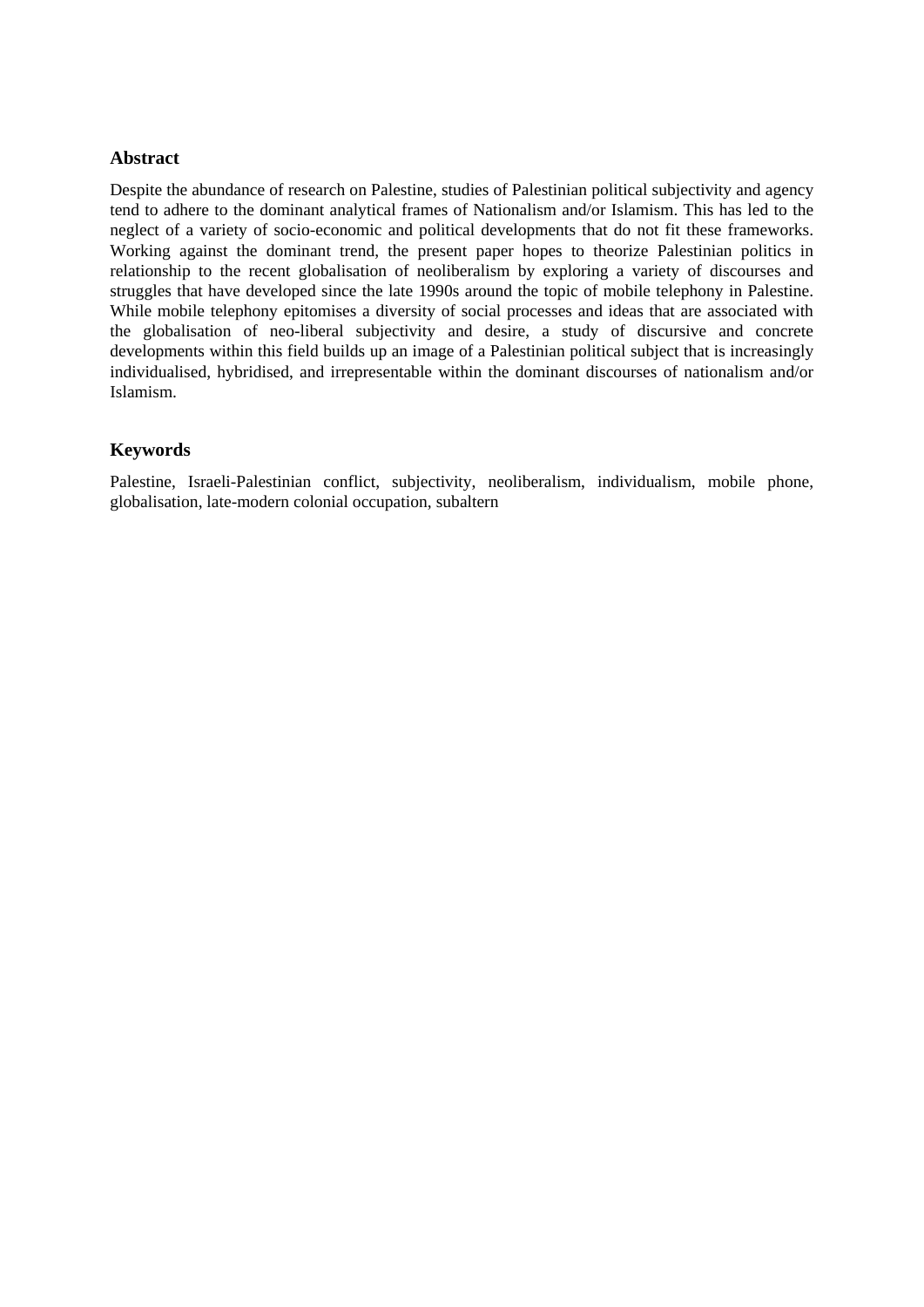## Abstract

Despite the abundance of research on Palestine, studies of Palestinian political subjectivity and agency tend to adhere to the dominant analytical frames of Nationalism and/or Islamism. This has led to the neglect of a variety of socio-economic and political developments that do not fit these frameworks. Working against the dominant trend, the present paper hopes to theorize Palestinian politics in relationship to the recent globalisation of neoliberalism by exploring a variety of discourses and struggles that have developed since the late 1990s around the topic of mobile telephony in Palestine. While mobile telephony epitomises a diversity of social processes and ideas that are associated with the globalisation of neo-liberal subjectivity and desire, a study of discursive and concrete developments within this field builds up an image of a Palestinian political subject that is increasingly individualised, hybridised, and irrepresentable within the dominant discourses of nationalism and/or Islamism.

## Keywords

Palestine, Israeli-Palestinian conflict, subjectivity, neoliberalism, individualism, mobile phone, globalisation, late-modern colonial occupation, subaltern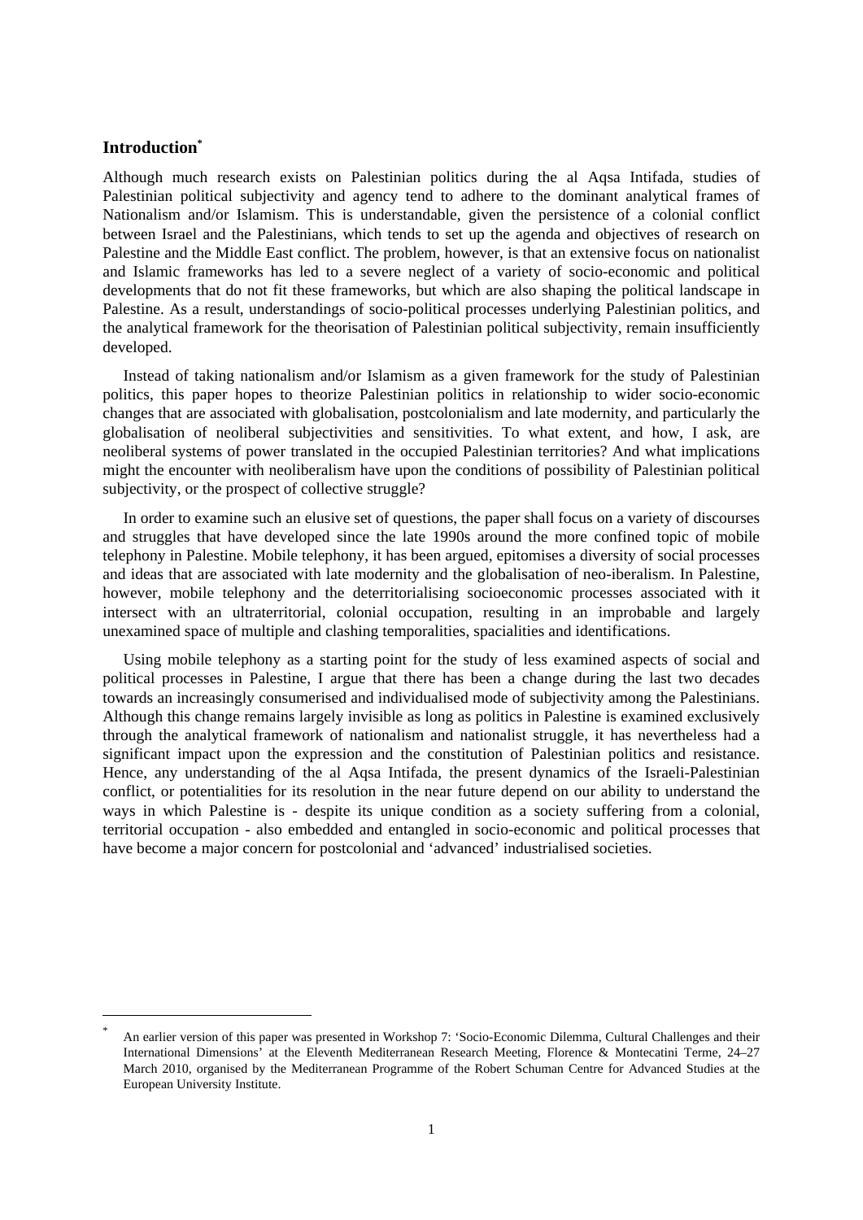## Introduction[*]

Although much research exists on Palestinian politics during the al Aqsa Intifada, studies of Palestinian political subjectivity and agency tend to adhere to the dominant analytical frames of Nationalism and/or Islamism. This is understandable, given the persistence of a colonial conflict between Israel and the Palestinians, which tends to set up the agenda and objectives of research on Palestine and the Middle East conflict. The problem, however, is that an extensive focus on nationalist and Islamic frameworks has led to a severe neglect of a variety of socio-economic and political developments that do not fit these frameworks, but which are also shaping the political landscape in Palestine. As a result, understandings of socio-political processes underlying Palestinian politics, and the analytical framework for the theorisation of Palestinian political subjectivity, remain insufficiently developed.

Instead of taking nationalism and/or Islamism as a given framework for the study of Palestinian politics, this paper hopes to theorize Palestinian politics in relationship to wider socio-economic changes that are associated with globalisation, postcolonialism and late modernity, and particularly the globalisation of neoliberal subjectivities and sensitivities. To what extent, and how, I ask, are neoliberal systems of power translated in the occupied Palestinian territories? And what implications might the encounter with neoliberalism have upon the conditions of possibility of Palestinian political subjectivity, or the prospect of collective struggle?

In order to examine such an elusive set of questions, the paper shall focus on a variety of discourses and struggles that have developed since the late 1990s around the more confined topic of mobile telephony in Palestine. Mobile telephony, it has been argued, epitomises a diversity of social processes and ideas that are associated with late modernity and the globalisation of neo-iberalism. In Palestine, however, mobile telephony and the deterritorialising socioeconomic processes associated with it intersect with an ultraterritorial, colonial occupation, resulting in an improbable and largely unexamined space of multiple and clashing temporalities, spacialities and identifications.

Using mobile telephony as a starting point for the study of less examined aspects of social and political processes in Palestine, I argue that there has been a change during the last two decades towards an increasingly consumerised and individualised mode of subjectivity among the Palestinians. Although this change remains largely invisible as long as politics in Palestine is examined exclusively through the analytical framework of nationalism and nationalist struggle, it has nevertheless had a significant impact upon the expression and the constitution of Palestinian politics and resistance. Hence, any understanding of the al Aqsa Intifada, the present dynamics of the Israeli-Palestinian conflict, or potentialities for its resolution in the near future depend on our ability to understand the ways in which Palestine is - despite its unique condition as a society suffering from a colonial, territorial occupation - also embedded and entangled in socio-economic and political processes that have become a major concern for postcolonial and 'advanced' industrialised societies.

---

[*] An earlier version of this paper was presented in Workshop 7: 'Socio-Economic Dilemma, Cultural Challenges and their International Dimensions' at the Eleventh Mediterranean Research Meeting, Florence & Montecatini Terme, 24–27 March 2010, organised by the Mediterranean Programme of the Robert Schuman Centre for Advanced Studies at the European University Institute.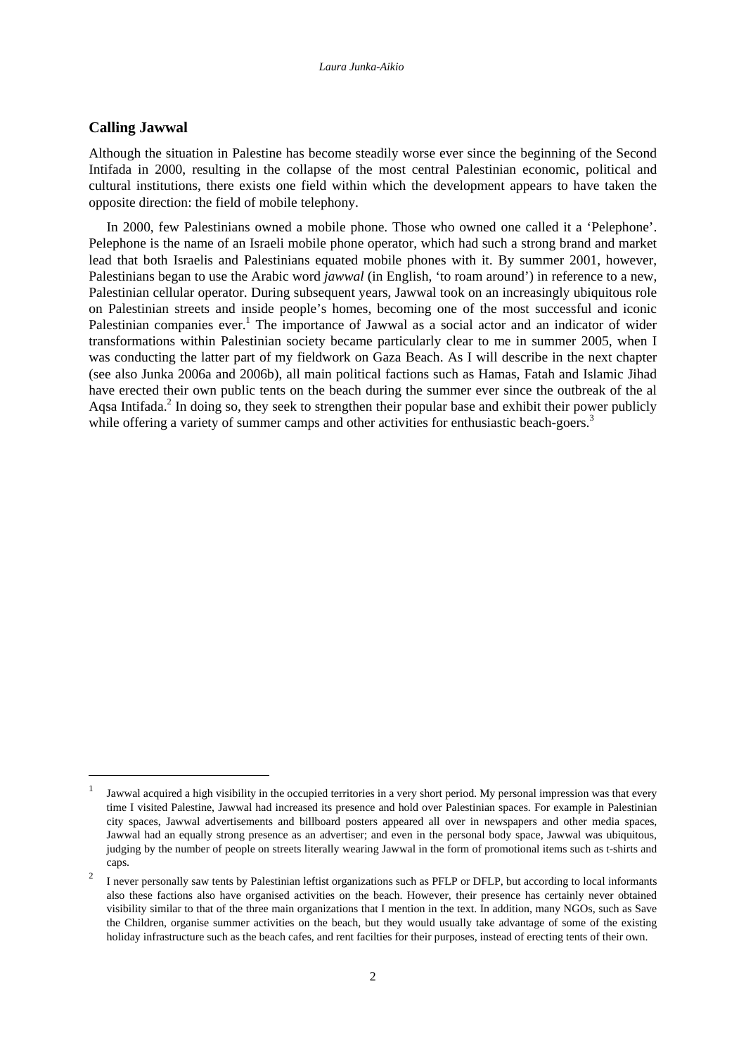## Calling Jawwal

Although the situation in Palestine has become steadily worse ever since the beginning of the Second Intifada in 2000, resulting in the collapse of the most central Palestinian economic, political and cultural institutions, there exists one field within which the development appears to have taken the opposite direction: the field of mobile telephony.

In 2000, few Palestinians owned a mobile phone. Those who owned one called it a 'Pelephone'. Pelephone is the name of an Israeli mobile phone operator, which had such a strong brand and market lead that both Israelis and Palestinians equated mobile phones with it. By summer 2001, however, Palestinians began to use the Arabic word *jawwal* (in English, 'to roam around') in reference to a new, Palestinian cellular operator. During subsequent years, Jawwal took on an increasingly ubiquitous role on Palestinian streets and inside people's homes, becoming one of the most successful and iconic Palestinian companies ever.[1] The importance of Jawwal as a social actor and an indicator of wider transformations within Palestinian society became particularly clear to me in summer 2005, when I was conducting the latter part of my fieldwork on Gaza Beach. As I will describe in the next chapter (see also Junka 2006a and 2006b), all main political factions such as Hamas, Fatah and Islamic Jihad have erected their own public tents on the beach during the summer ever since the outbreak of the al Aqsa Intifada.[2] In doing so, they seek to strengthen their popular base and exhibit their power publicly while offering a variety of summer camps and other activities for enthusiastic beach-goers.[3]

---

[1] Jawwal acquired a high visibility in the occupied territories in a very short period. My personal impression was that every time I visited Palestine, Jawwal had increased its presence and hold over Palestinian spaces. For example in Palestinian city spaces, Jawwal advertisements and billboard posters appeared all over in newspapers and other media spaces, Jawwal had an equally strong presence as an advertiser; and even in the personal body space, Jawwal was ubiquitous, judging by the number of people on streets literally wearing Jawwal in the form of promotional items such as t-shirts and caps.

[2] I never personally saw tents by Palestinian leftist organizations such as PFLP or DFLP, but according to local informants also these factions also have organised activities on the beach. However, their presence has certainly never obtained visibility similar to that of the three main organizations that I mention in the text. In addition, many NGOs, such as Save the Children, organise summer activities on the beach, but they would usually take advantage of some of the existing holiday infrastructure such as the beach cafes, and rent facilties for their purposes, instead of erecting tents of their own.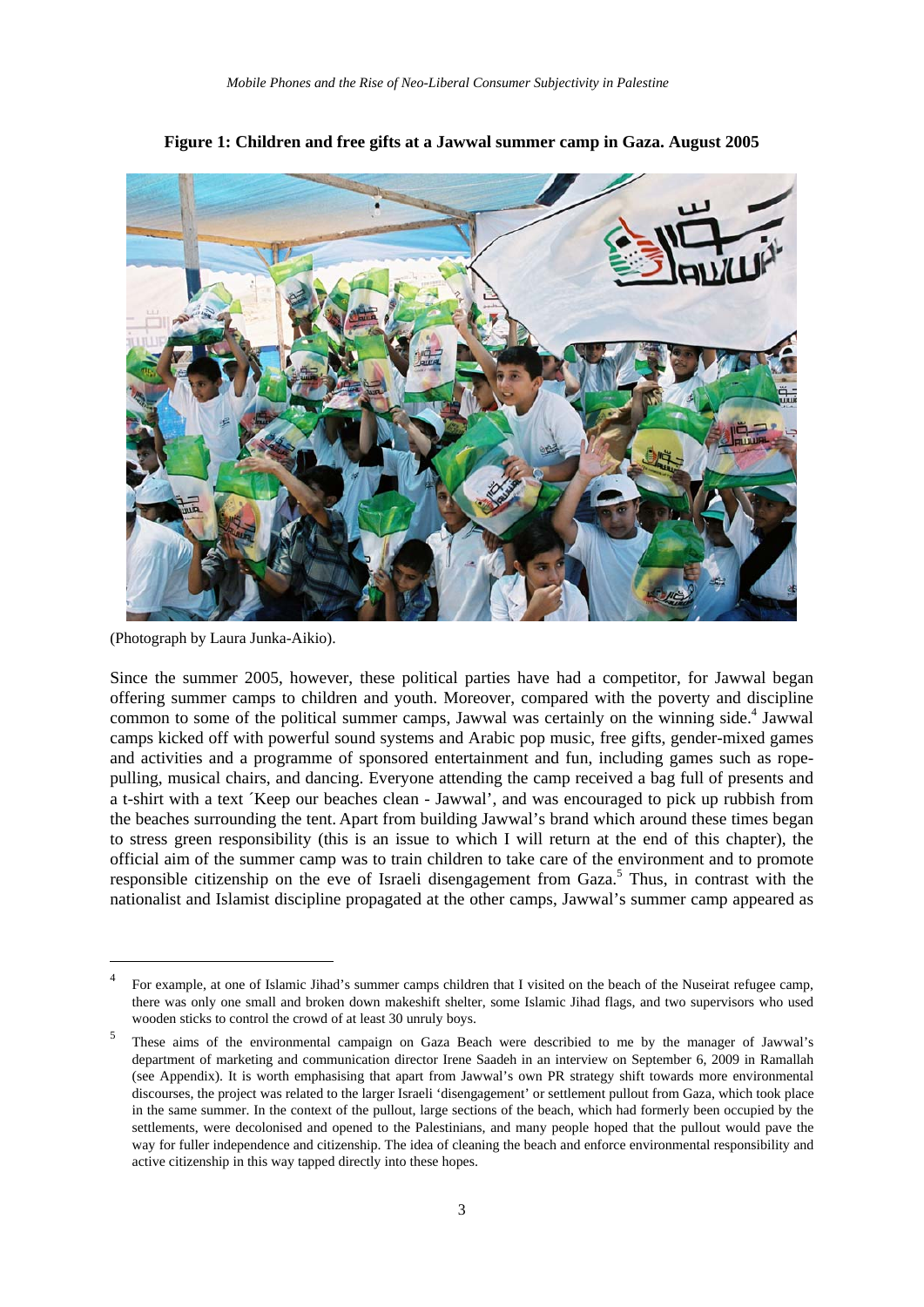**Figure 1: Children and free gifts at a Jawwal summer camp in Gaza. August 2005**

(Photograph by Laura Junka-Aikio).

Since the summer 2005, however, these political parties have had a competitor, for Jawwal began offering summer camps to children and youth. Moreover, compared with the poverty and discipline common to some of the political summer camps, Jawwal was certainly on the winning side.[4] Jawwal camps kicked off with powerful sound systems and Arabic pop music, free gifts, gender-mixed games and activities and a programme of sponsored entertainment and fun, including games such as rope-pulling, musical chairs, and dancing. Everyone attending the camp received a bag full of presents and a t-shirt with a text ´Keep our beaches clean - Jawwal', and was encouraged to pick up rubbish from the beaches surrounding the tent. Apart from building Jawwal's brand which around these times began to stress green responsibility (this is an issue to which I will return at the end of this chapter), the official aim of the summer camp was to train children to take care of the environment and to promote responsible citizenship on the eve of Israeli disengagement from Gaza.[5] Thus, in contrast with the nationalist and Islamist discipline propagated at the other camps, Jawwal's summer camp appeared as

---

[4] For example, at one of Islamic Jihad's summer camps children that I visited on the beach of the Nuseirat refugee camp, there was only one small and broken down makeshift shelter, some Islamic Jihad flags, and two supervisors who used wooden sticks to control the crowd of at least 30 unruly boys.

[5] These aims of the environmental campaign on Gaza Beach were describied to me by the manager of Jawwal's department of marketing and communication director Irene Saadeh in an interview on September 6, 2009 in Ramallah (see Appendix). It is worth emphasising that apart from Jawwal's own PR strategy shift towards more environmental discourses, the project was related to the larger Israeli 'disengagement' or settlement pullout from Gaza, which took place in the same summer. In the context of the pullout, large sections of the beach, which had formerly been occupied by the settlements, were decolonised and opened to the Palestinians, and many people hoped that the pullout would pave the way for fuller independence and citizenship. The idea of cleaning the beach and enforce environmental responsibility and active citizenship in this way tapped directly into these hopes.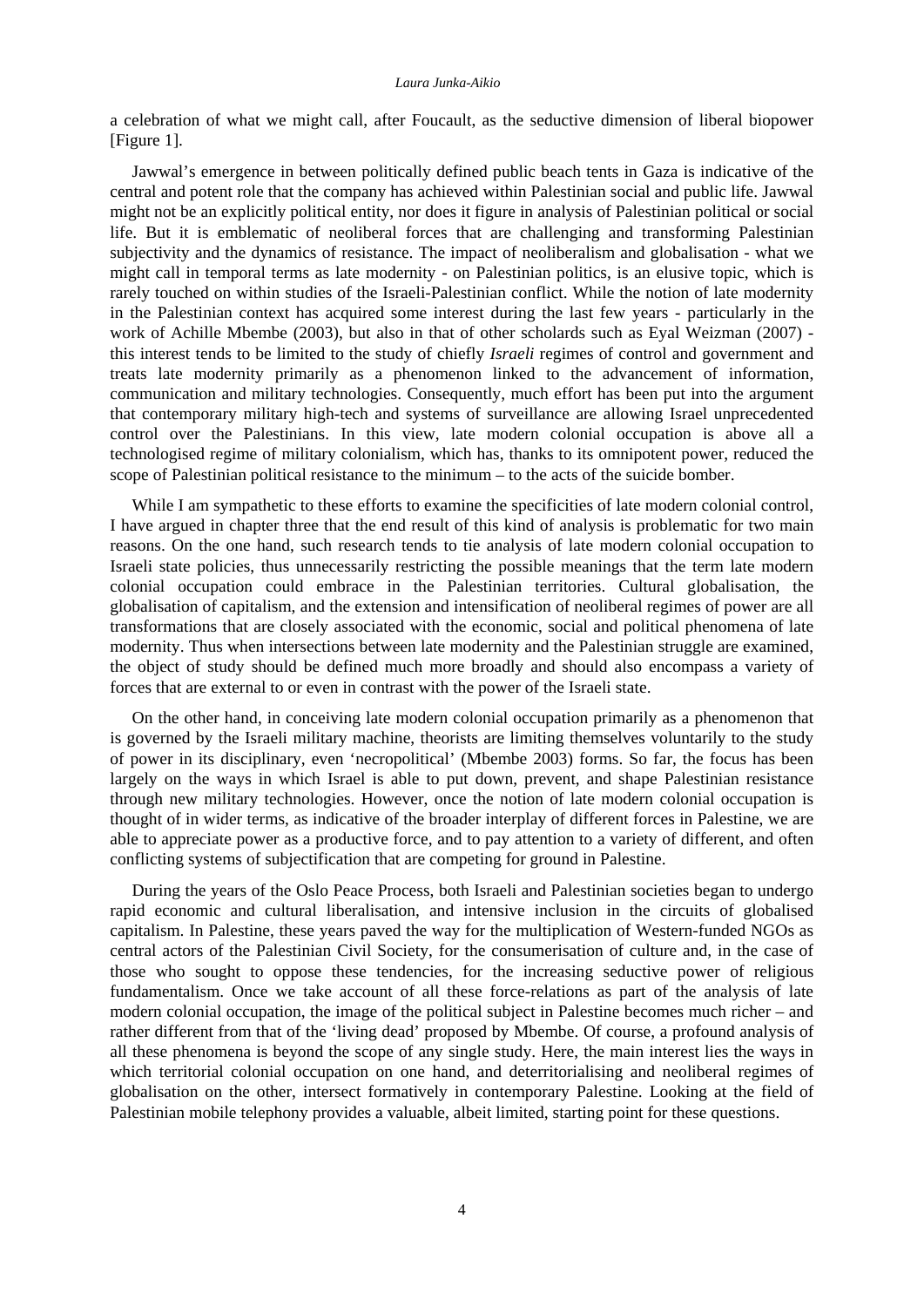a celebration of what we might call, after Foucault, as the seductive dimension of liberal biopower [Figure 1].

Jawwal's emergence in between politically defined public beach tents in Gaza is indicative of the central and potent role that the company has achieved within Palestinian social and public life. Jawwal might not be an explicitly political entity, nor does it figure in analysis of Palestinian political or social life. But it is emblematic of neoliberal forces that are challenging and transforming Palestinian subjectivity and the dynamics of resistance. The impact of neoliberalism and globalisation - what we might call in temporal terms as late modernity - on Palestinian politics, is an elusive topic, which is rarely touched on within studies of the Israeli-Palestinian conflict. While the notion of late modernity in the Palestinian context has acquired some interest during the last few years - particularly in the work of Achille Mbembe (2003), but also in that of other scholards such as Eyal Weizman (2007) - this interest tends to be limited to the study of chiefly *Israeli* regimes of control and government and treats late modernity primarily as a phenomenon linked to the advancement of information, communication and military technologies. Consequently, much effort has been put into the argument that contemporary military high-tech and systems of surveillance are allowing Israel unprecedented control over the Palestinians. In this view, late modern colonial occupation is above all a technologised regime of military colonialism, which has, thanks to its omnipotent power, reduced the scope of Palestinian political resistance to the minimum – to the acts of the suicide bomber.

While I am sympathetic to these efforts to examine the specificities of late modern colonial control, I have argued in chapter three that the end result of this kind of analysis is problematic for two main reasons. On the one hand, such research tends to tie analysis of late modern colonial occupation to Israeli state policies, thus unnecessarily restricting the possible meanings that the term late modern colonial occupation could embrace in the Palestinian territories. Cultural globalisation, the globalisation of capitalism, and the extension and intensification of neoliberal regimes of power are all transformations that are closely associated with the economic, social and political phenomena of late modernity. Thus when intersections between late modernity and the Palestinian struggle are examined, the object of study should be defined much more broadly and should also encompass a variety of forces that are external to or even in contrast with the power of the Israeli state.

On the other hand, in conceiving late modern colonial occupation primarily as a phenomenon that is governed by the Israeli military machine, theorists are limiting themselves voluntarily to the study of power in its disciplinary, even 'necropolitical' (Mbembe 2003) forms. So far, the focus has been largely on the ways in which Israel is able to put down, prevent, and shape Palestinian resistance through new military technologies. However, once the notion of late modern colonial occupation is thought of in wider terms, as indicative of the broader interplay of different forces in Palestine, we are able to appreciate power as a productive force, and to pay attention to a variety of different, and often conflicting systems of subjectification that are competing for ground in Palestine.

During the years of the Oslo Peace Process, both Israeli and Palestinian societies began to undergo rapid economic and cultural liberalisation, and intensive inclusion in the circuits of globalised capitalism. In Palestine, these years paved the way for the multiplication of Western-funded NGOs as central actors of the Palestinian Civil Society, for the consumerisation of culture and, in the case of those who sought to oppose these tendencies, for the increasing seductive power of religious fundamentalism. Once we take account of all these force-relations as part of the analysis of late modern colonial occupation, the image of the political subject in Palestine becomes much richer – and rather different from that of the 'living dead' proposed by Mbembe. Of course, a profound analysis of all these phenomena is beyond the scope of any single study. Here, the main interest lies the ways in which territorial colonial occupation on one hand, and deterritorialising and neoliberal regimes of globalisation on the other, intersect formatively in contemporary Palestine. Looking at the field of Palestinian mobile telephony provides a valuable, albeit limited, starting point for these questions.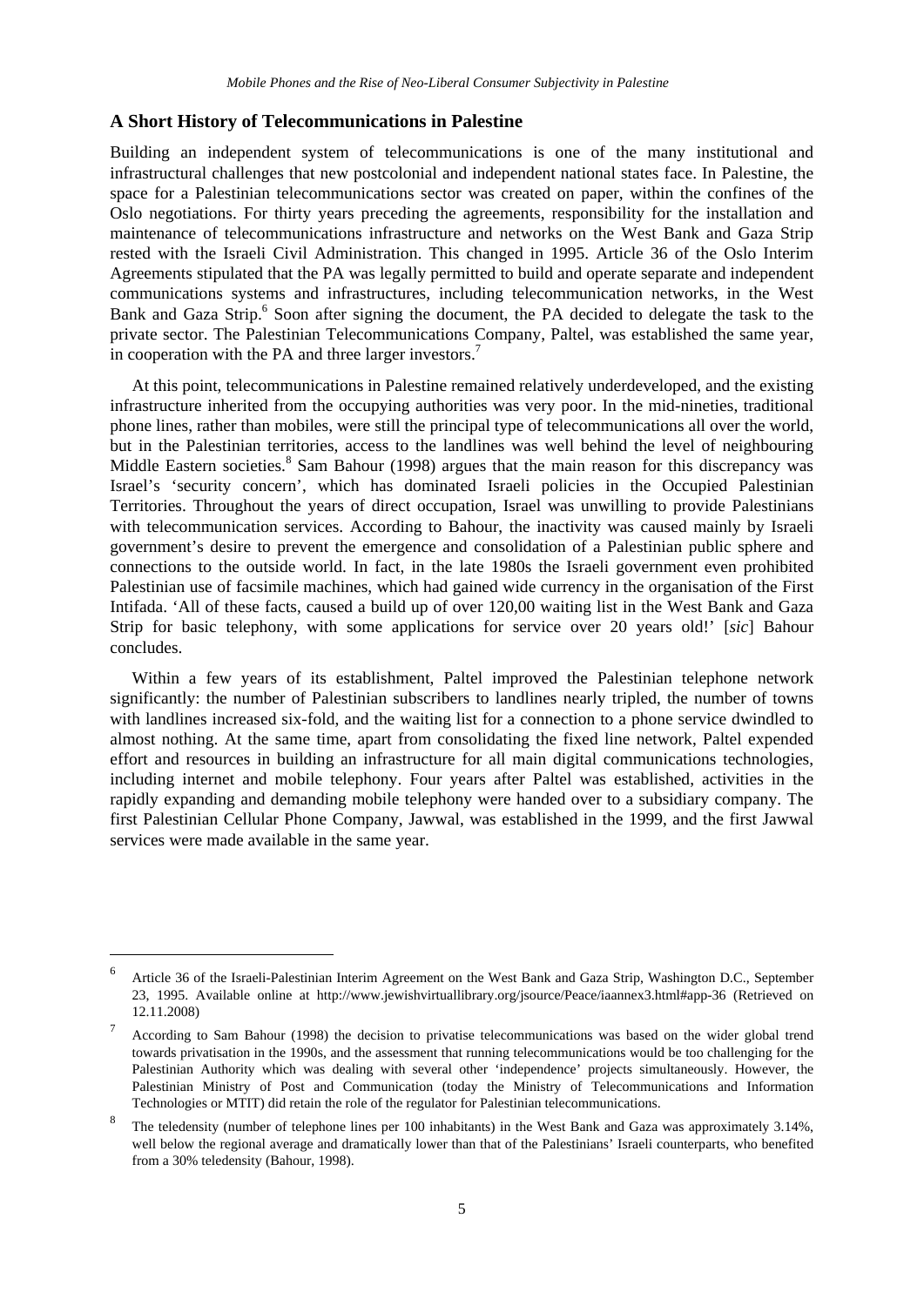## A Short History of Telecommunications in Palestine

Building an independent system of telecommunications is one of the many institutional and infrastructural challenges that new postcolonial and independent national states face. In Palestine, the space for a Palestinian telecommunications sector was created on paper, within the confines of the Oslo negotiations. For thirty years preceding the agreements, responsibility for the installation and maintenance of telecommunications infrastructure and networks on the West Bank and Gaza Strip rested with the Israeli Civil Administration. This changed in 1995. Article 36 of the Oslo Interim Agreements stipulated that the PA was legally permitted to build and operate separate and independent communications systems and infrastructures, including telecommunication networks, in the West Bank and Gaza Strip.[6] Soon after signing the document, the PA decided to delegate the task to the private sector. The Palestinian Telecommunications Company, Paltel, was established the same year, in cooperation with the PA and three larger investors.[7]

At this point, telecommunications in Palestine remained relatively underdeveloped, and the existing infrastructure inherited from the occupying authorities was very poor. In the mid-nineties, traditional phone lines, rather than mobiles, were still the principal type of telecommunications all over the world, but in the Palestinian territories, access to the landlines was well behind the level of neighbouring Middle Eastern societies.[8] Sam Bahour (1998) argues that the main reason for this discrepancy was Israel's 'security concern', which has dominated Israeli policies in the Occupied Palestinian Territories. Throughout the years of direct occupation, Israel was unwilling to provide Palestinians with telecommunication services. According to Bahour, the inactivity was caused mainly by Israeli government's desire to prevent the emergence and consolidation of a Palestinian public sphere and connections to the outside world. In fact, in the late 1980s the Israeli government even prohibited Palestinian use of facsimile machines, which had gained wide currency in the organisation of the First Intifada. 'All of these facts, caused a build up of over 120,00 waiting list in the West Bank and Gaza Strip for basic telephony, with some applications for service over 20 years old!' [*sic*] Bahour concludes.

Within a few years of its establishment, Paltel improved the Palestinian telephone network significantly: the number of Palestinian subscribers to landlines nearly tripled, the number of towns with landlines increased six-fold, and the waiting list for a connection to a phone service dwindled to almost nothing. At the same time, apart from consolidating the fixed line network, Paltel expended effort and resources in building an infrastructure for all main digital communications technologies, including internet and mobile telephony. Four years after Paltel was established, activities in the rapidly expanding and demanding mobile telephony were handed over to a subsidiary company. The first Palestinian Cellular Phone Company, Jawwal, was established in the 1999, and the first Jawwal services were made available in the same year.

---

[6] Article 36 of the Israeli-Palestinian Interim Agreement on the West Bank and Gaza Strip, Washington D.C., September 23, 1995. Available online at http://www.jewishvirtuallibrary.org/jsource/Peace/iaannex3.html#app-36 (Retrieved on 12.11.2008)

[7] According to Sam Bahour (1998) the decision to privatise telecommunications was based on the wider global trend towards privatisation in the 1990s, and the assessment that running telecommunications would be too challenging for the Palestinian Authority which was dealing with several other 'independence' projects simultaneously. However, the Palestinian Ministry of Post and Communication (today the Ministry of Telecommunications and Information Technologies or MTIT) did retain the role of the regulator for Palestinian telecommunications.

[8] The teledensity (number of telephone lines per 100 inhabitants) in the West Bank and Gaza was approximately 3.14%, well below the regional average and dramatically lower than that of the Palestinians' Israeli counterparts, who benefited from a 30% teledensity (Bahour, 1998).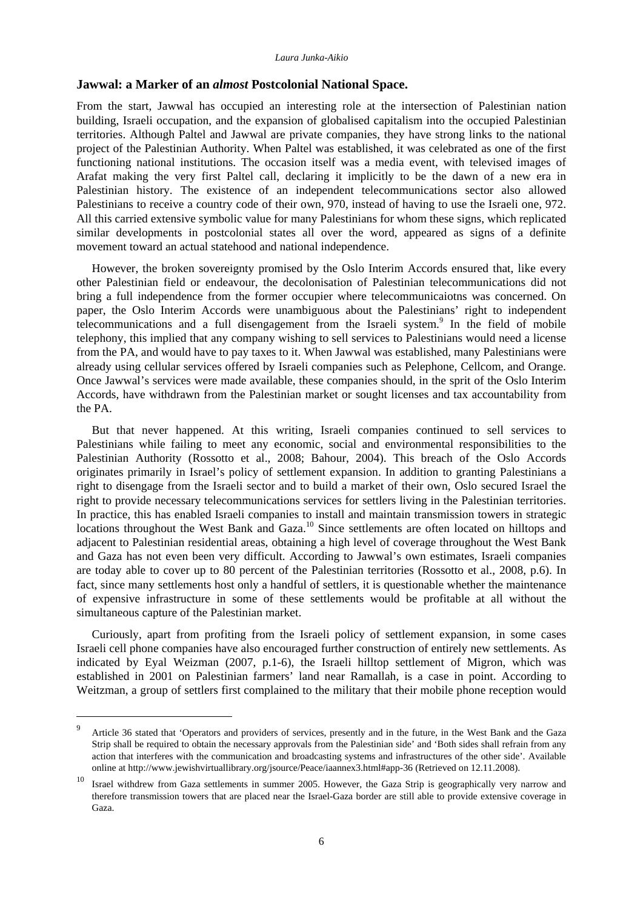## Jawwal: a Marker of an *almost* Postcolonial National Space.

From the start, Jawwal has occupied an interesting role at the intersection of Palestinian nation building, Israeli occupation, and the expansion of globalised capitalism into the occupied Palestinian territories. Although Paltel and Jawwal are private companies, they have strong links to the national project of the Palestinian Authority. When Paltel was established, it was celebrated as one of the first functioning national institutions. The occasion itself was a media event, with televised images of Arafat making the very first Paltel call, declaring it implicitly to be the dawn of a new era in Palestinian history. The existence of an independent telecommunications sector also allowed Palestinians to receive a country code of their own, 970, instead of having to use the Israeli one, 972. All this carried extensive symbolic value for many Palestinians for whom these signs, which replicated similar developments in postcolonial states all over the word, appeared as signs of a definite movement toward an actual statehood and national independence.

However, the broken sovereignty promised by the Oslo Interim Accords ensured that, like every other Palestinian field or endeavour, the decolonisation of Palestinian telecommunications did not bring a full independence from the former occupier where telecommunicaiotns was concerned. On paper, the Oslo Interim Accords were unambiguous about the Palestinians' right to independent telecommunications and a full disengagement from the Israeli system.[9] In the field of mobile telephony, this implied that any company wishing to sell services to Palestinians would need a license from the PA, and would have to pay taxes to it. When Jawwal was established, many Palestinians were already using cellular services offered by Israeli companies such as Pelephone, Cellcom, and Orange. Once Jawwal's services were made available, these companies should, in the sprit of the Oslo Interim Accords, have withdrawn from the Palestinian market or sought licenses and tax accountability from the PA.

But that never happened. At this writing, Israeli companies continued to sell services to Palestinians while failing to meet any economic, social and environmental responsibilities to the Palestinian Authority (Rossotto et al., 2008; Bahour, 2004). This breach of the Oslo Accords originates primarily in Israel's policy of settlement expansion. In addition to granting Palestinians a right to disengage from the Israeli sector and to build a market of their own, Oslo secured Israel the right to provide necessary telecommunications services for settlers living in the Palestinian territories. In practice, this has enabled Israeli companies to install and maintain transmission towers in strategic locations throughout the West Bank and Gaza.[10] Since settlements are often located on hilltops and adjacent to Palestinian residential areas, obtaining a high level of coverage throughout the West Bank and Gaza has not even been very difficult. According to Jawwal's own estimates, Israeli companies are today able to cover up to 80 percent of the Palestinian territories (Rossotto et al., 2008, p.6). In fact, since many settlements host only a handful of settlers, it is questionable whether the maintenance of expensive infrastructure in some of these settlements would be profitable at all without the simultaneous capture of the Palestinian market.

Curiously, apart from profiting from the Israeli policy of settlement expansion, in some cases Israeli cell phone companies have also encouraged further construction of entirely new settlements. As indicated by Eyal Weizman (2007, p.1-6), the Israeli hilltop settlement of Migron, which was established in 2001 on Palestinian farmers' land near Ramallah, is a case in point. According to Weitzman, a group of settlers first complained to the military that their mobile phone reception would

---

[9] Article 36 stated that 'Operators and providers of services, presently and in the future, in the West Bank and the Gaza Strip shall be required to obtain the necessary approvals from the Palestinian side' and 'Both sides shall refrain from any action that interferes with the communication and broadcasting systems and infrastructures of the other side'. Available online at http://www.jewishvirtuallibrary.org/jsource/Peace/iaannex3.html#app-36 (Retrieved on 12.11.2008).

[10] Israel withdrew from Gaza settlements in summer 2005. However, the Gaza Strip is geographically very narrow and therefore transmission towers that are placed near the Israel-Gaza border are still able to provide extensive coverage in Gaza.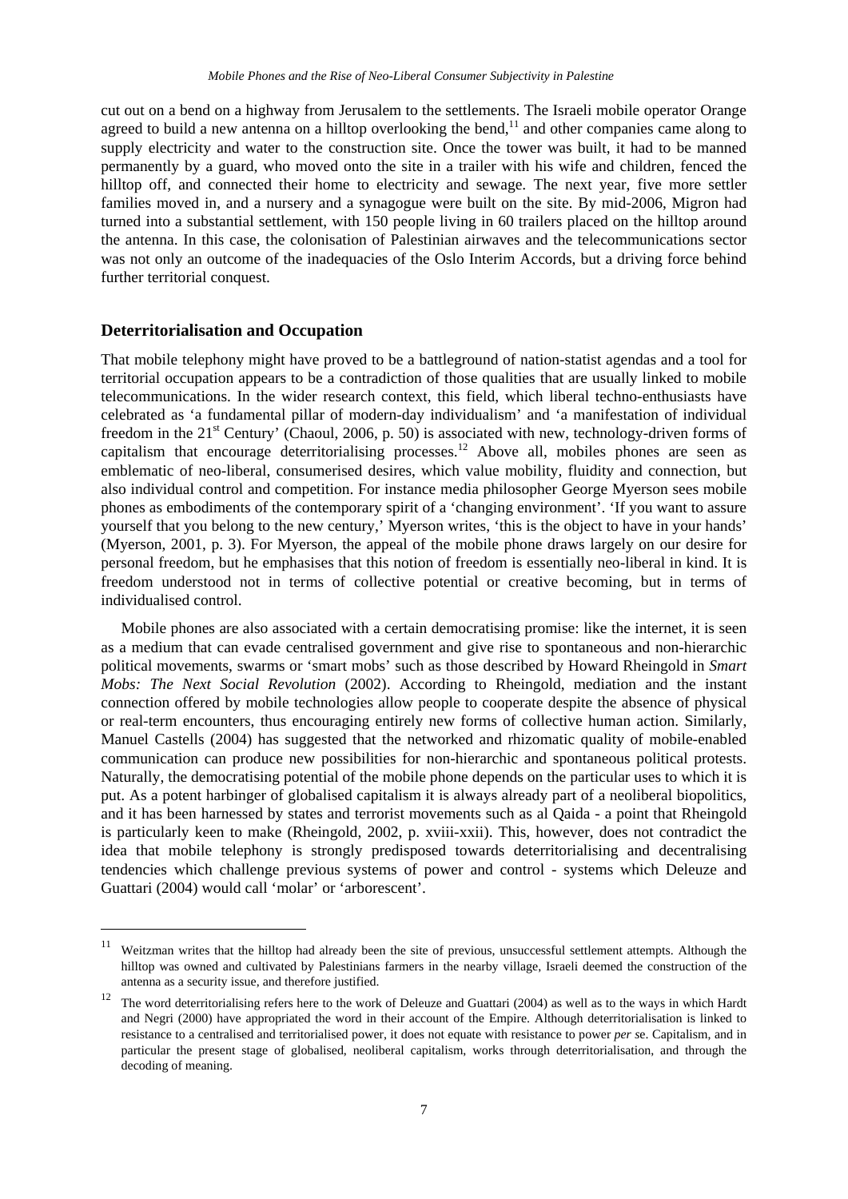cut out on a bend on a highway from Jerusalem to the settlements. The Israeli mobile operator Orange agreed to build a new antenna on a hilltop overlooking the bend,[11] and other companies came along to supply electricity and water to the construction site. Once the tower was built, it had to be manned permanently by a guard, who moved onto the site in a trailer with his wife and children, fenced the hilltop off, and connected their home to electricity and sewage. The next year, five more settler families moved in, and a nursery and a synagogue were built on the site. By mid-2006, Migron had turned into a substantial settlement, with 150 people living in 60 trailers placed on the hilltop around the antenna. In this case, the colonisation of Palestinian airwaves and the telecommunications sector was not only an outcome of the inadequacies of the Oslo Interim Accords, but a driving force behind further territorial conquest.

## Deterritorialisation and Occupation

That mobile telephony might have proved to be a battleground of nation-statist agendas and a tool for territorial occupation appears to be a contradiction of those qualities that are usually linked to mobile telecommunications. In the wider research context, this field, which liberal techno-enthusiasts have celebrated as 'a fundamental pillar of modern-day individualism' and 'a manifestation of individual freedom in the 21st Century' (Chaoul, 2006, p. 50) is associated with new, technology-driven forms of capitalism that encourage deterritorialising processes.[12] Above all, mobiles phones are seen as emblematic of neo-liberal, consumerised desires, which value mobility, fluidity and connection, but also individual control and competition. For instance media philosopher George Myerson sees mobile phones as embodiments of the contemporary spirit of a 'changing environment'. 'If you want to assure yourself that you belong to the new century,' Myerson writes, 'this is the object to have in your hands' (Myerson, 2001, p. 3). For Myerson, the appeal of the mobile phone draws largely on our desire for personal freedom, but he emphasises that this notion of freedom is essentially neo-liberal in kind. It is freedom understood not in terms of collective potential or creative becoming, but in terms of individualised control.

Mobile phones are also associated with a certain democratising promise: like the internet, it is seen as a medium that can evade centralised government and give rise to spontaneous and non-hierarchic political movements, swarms or 'smart mobs' such as those described by Howard Rheingold in *Smart Mobs: The Next Social Revolution* (2002). According to Rheingold, mediation and the instant connection offered by mobile technologies allow people to cooperate despite the absence of physical or real-term encounters, thus encouraging entirely new forms of collective human action. Similarly, Manuel Castells (2004) has suggested that the networked and rhizomatic quality of mobile-enabled communication can produce new possibilities for non-hierarchic and spontaneous political protests. Naturally, the democratising potential of the mobile phone depends on the particular uses to which it is put. As a potent harbinger of globalised capitalism it is always already part of a neoliberal biopolitics, and it has been harnessed by states and terrorist movements such as al Qaida - a point that Rheingold is particularly keen to make (Rheingold, 2002, p. xviii-xxii). This, however, does not contradict the idea that mobile telephony is strongly predisposed towards deterritorialising and decentralising tendencies which challenge previous systems of power and control - systems which Deleuze and Guattari (2004) would call 'molar' or 'arborescent'.

---

[11] Weitzman writes that the hilltop had already been the site of previous, unsuccessful settlement attempts. Although the hilltop was owned and cultivated by Palestinians farmers in the nearby village, Israeli deemed the construction of the antenna as a security issue, and therefore justified.

[12] The word deterritorialising refers here to the work of Deleuze and Guattari (2004) as well as to the ways in which Hardt and Negri (2000) have appropriated the word in their account of the Empire. Although deterritorialisation is linked to resistance to a centralised and territorialised power, it does not equate with resistance to power *per se*. Capitalism, and in particular the present stage of globalised, neoliberal capitalism, works through deterritorialisation, and through the decoding of meaning.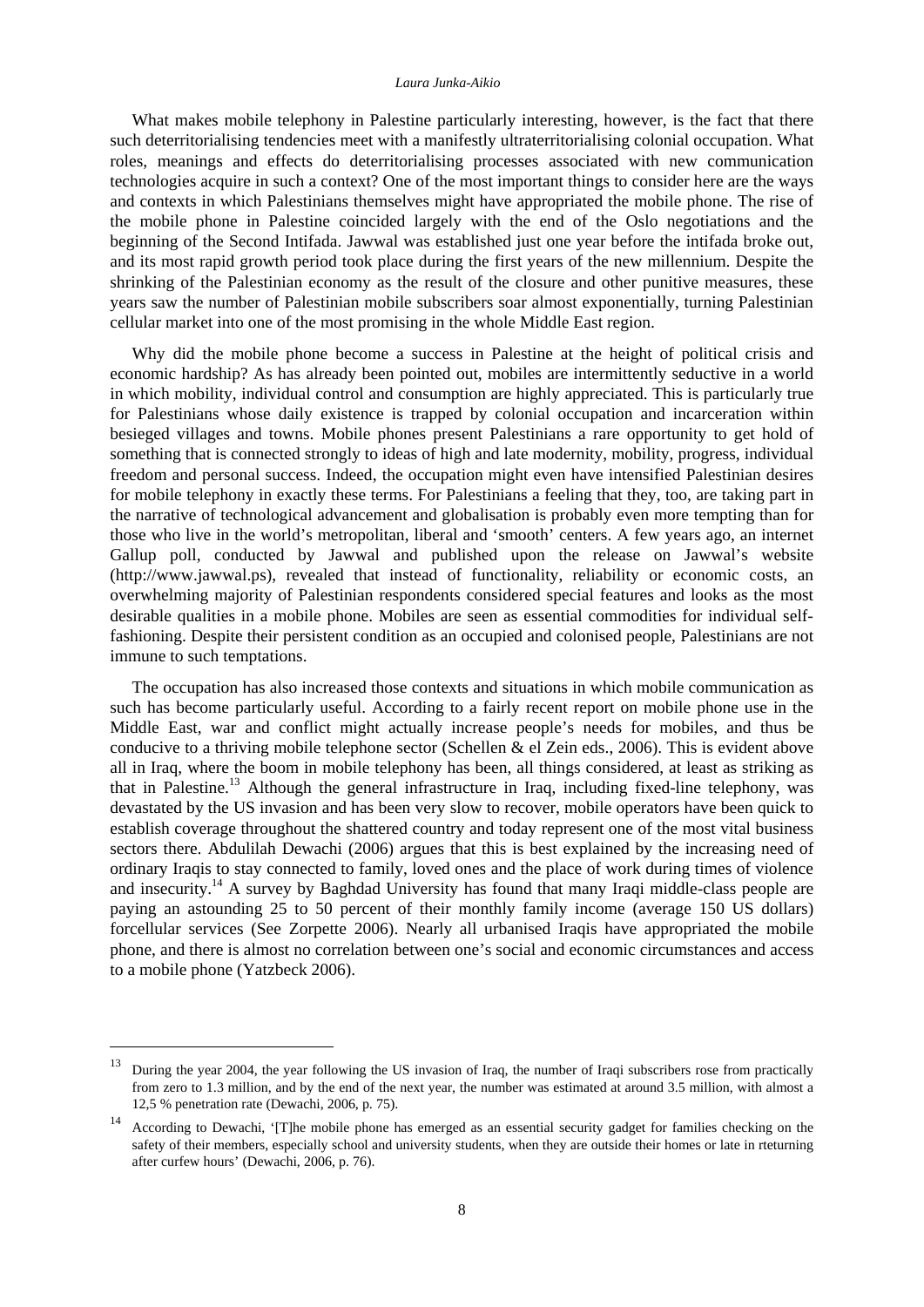What makes mobile telephony in Palestine particularly interesting, however, is the fact that there such deterritorialising tendencies meet with a manifestly ultraterritorialising colonial occupation. What roles, meanings and effects do deterritorialising processes associated with new communication technologies acquire in such a context? One of the most important things to consider here are the ways and contexts in which Palestinians themselves might have appropriated the mobile phone. The rise of the mobile phone in Palestine coincided largely with the end of the Oslo negotiations and the beginning of the Second Intifada. Jawwal was established just one year before the intifada broke out, and its most rapid growth period took place during the first years of the new millennium. Despite the shrinking of the Palestinian economy as the result of the closure and other punitive measures, these years saw the number of Palestinian mobile subscribers soar almost exponentially, turning Palestinian cellular market into one of the most promising in the whole Middle East region.

Why did the mobile phone become a success in Palestine at the height of political crisis and economic hardship? As has already been pointed out, mobiles are intermittently seductive in a world in which mobility, individual control and consumption are highly appreciated. This is particularly true for Palestinians whose daily existence is trapped by colonial occupation and incarceration within besieged villages and towns. Mobile phones present Palestinians a rare opportunity to get hold of something that is connected strongly to ideas of high and late modernity, mobility, progress, individual freedom and personal success. Indeed, the occupation might even have intensified Palestinian desires for mobile telephony in exactly these terms. For Palestinians a feeling that they, too, are taking part in the narrative of technological advancement and globalisation is probably even more tempting than for those who live in the world's metropolitan, liberal and 'smooth' centers. A few years ago, an internet Gallup poll, conducted by Jawwal and published upon the release on Jawwal's website (http://www.jawwal.ps), revealed that instead of functionality, reliability or economic costs, an overwhelming majority of Palestinian respondents considered special features and looks as the most desirable qualities in a mobile phone. Mobiles are seen as essential commodities for individual self-fashioning. Despite their persistent condition as an occupied and colonised people, Palestinians are not immune to such temptations.

The occupation has also increased those contexts and situations in which mobile communication as such has become particularly useful. According to a fairly recent report on mobile phone use in the Middle East, war and conflict might actually increase people's needs for mobiles, and thus be conducive to a thriving mobile telephone sector (Schellen & el Zein eds., 2006). This is evident above all in Iraq, where the boom in mobile telephony has been, all things considered, at least as striking as that in Palestine.[13] Although the general infrastructure in Iraq, including fixed-line telephony, was devastated by the US invasion and has been very slow to recover, mobile operators have been quick to establish coverage throughout the shattered country and today represent one of the most vital business sectors there. Abdulilah Dewachi (2006) argues that this is best explained by the increasing need of ordinary Iraqis to stay connected to family, loved ones and the place of work during times of violence and insecurity.[14] A survey by Baghdad University has found that many Iraqi middle-class people are paying an astounding 25 to 50 percent of their monthly family income (average 150 US dollars) forcellular services (See Zorpette 2006). Nearly all urbanised Iraqis have appropriated the mobile phone, and there is almost no correlation between one's social and economic circumstances and access to a mobile phone (Yatzbeck 2006).

---

[13] During the year 2004, the year following the US invasion of Iraq, the number of Iraqi subscribers rose from practically from zero to 1.3 million, and by the end of the next year, the number was estimated at around 3.5 million, with almost a 12,5 % penetration rate (Dewachi, 2006, p. 75).

[14] According to Dewachi, '[T]he mobile phone has emerged as an essential security gadget for families checking on the safety of their members, especially school and university students, when they are outside their homes or late in rteturning after curfew hours' (Dewachi, 2006, p. 76).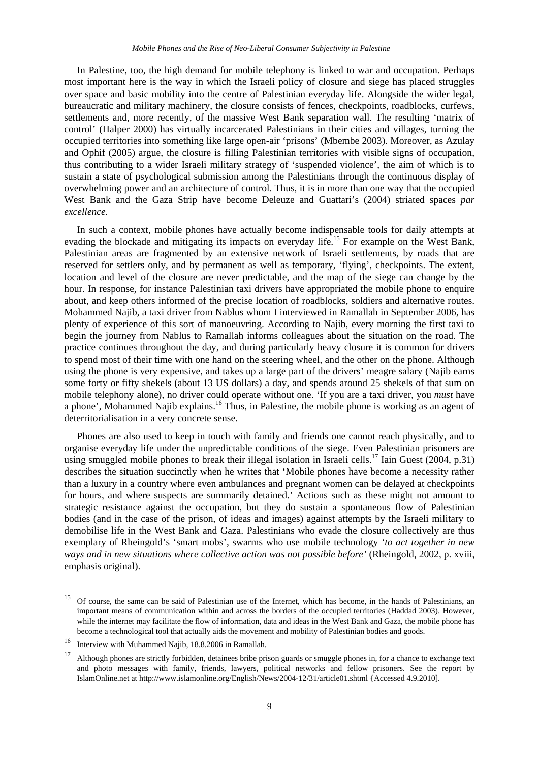In Palestine, too, the high demand for mobile telephony is linked to war and occupation. Perhaps most important here is the way in which the Israeli policy of closure and siege has placed struggles over space and basic mobility into the centre of Palestinian everyday life. Alongside the wider legal, bureaucratic and military machinery, the closure consists of fences, checkpoints, roadblocks, curfews, settlements and, more recently, of the massive West Bank separation wall. The resulting 'matrix of control' (Halper 2000) has virtually incarcerated Palestinians in their cities and villages, turning the occupied territories into something like large open-air 'prisons' (Mbembe 2003). Moreover, as Azulay and Ophif (2005) argue, the closure is filling Palestinian territories with visible signs of occupation, thus contributing to a wider Israeli military strategy of 'suspended violence', the aim of which is to sustain a state of psychological submission among the Palestinians through the continuous display of overwhelming power and an architecture of control. Thus, it is in more than one way that the occupied West Bank and the Gaza Strip have become Deleuze and Guattari's (2004) striated spaces *par excellence.*

In such a context, mobile phones have actually become indispensable tools for daily attempts at evading the blockade and mitigating its impacts on everyday life.[15] For example on the West Bank, Palestinian areas are fragmented by an extensive network of Israeli settlements, by roads that are reserved for settlers only, and by permanent as well as temporary, 'flying', checkpoints. The extent, location and level of the closure are never predictable, and the map of the siege can change by the hour. In response, for instance Palestinian taxi drivers have appropriated the mobile phone to enquire about, and keep others informed of the precise location of roadblocks, soldiers and alternative routes. Mohammed Najib, a taxi driver from Nablus whom I interviewed in Ramallah in September 2006, has plenty of experience of this sort of manoeuvring. According to Najib, every morning the first taxi to begin the journey from Nablus to Ramallah informs colleagues about the situation on the road. The practice continues throughout the day, and during particularly heavy closure it is common for drivers to spend most of their time with one hand on the steering wheel, and the other on the phone. Although using the phone is very expensive, and takes up a large part of the drivers' meagre salary (Najib earns some forty or fifty shekels (about 13 US dollars) a day, and spends around 25 shekels of that sum on mobile telephony alone), no driver could operate without one. 'If you are a taxi driver, you *must* have a phone', Mohammed Najib explains.[16] Thus, in Palestine, the mobile phone is working as an agent of deterritorialisation in a very concrete sense.

Phones are also used to keep in touch with family and friends one cannot reach physically, and to organise everyday life under the unpredictable conditions of the siege. Even Palestinian prisoners are using smuggled mobile phones to break their illegal isolation in Israeli cells.[17] Iain Guest (2004, p.31) describes the situation succinctly when he writes that 'Mobile phones have become a necessity rather than a luxury in a country where even ambulances and pregnant women can be delayed at checkpoints for hours, and where suspects are summarily detained.' Actions such as these might not amount to strategic resistance against the occupation, but they do sustain a spontaneous flow of Palestinian bodies (and in the case of the prison, of ideas and images) against attempts by the Israeli military to demobilise life in the West Bank and Gaza. Palestinians who evade the closure collectively are thus exemplary of Rheingold's 'smart mobs', swarms who use mobile technology *'to act together in new ways and in new situations where collective action was not possible before'* (Rheingold, 2002, p. xviii, emphasis original).

---

[15] Of course, the same can be said of Palestinian use of the Internet, which has become, in the hands of Palestinians, an important means of communication within and across the borders of the occupied territories (Haddad 2003). However, while the internet may facilitate the flow of information, data and ideas in the West Bank and Gaza, the mobile phone has become a technological tool that actually aids the movement and mobility of Palestinian bodies and goods.

[16] Interview with Muhammed Najib, 18.8.2006 in Ramallah.

[17] Although phones are strictly forbidden, detainees bribe prison guards or smuggle phones in, for a chance to exchange text and photo messages with family, friends, lawyers, political networks and fellow prisoners. See the report by IslamOnline.net at http://www.islamonline.org/English/News/2004-12/31/article01.shtml {Accessed 4.9.2010].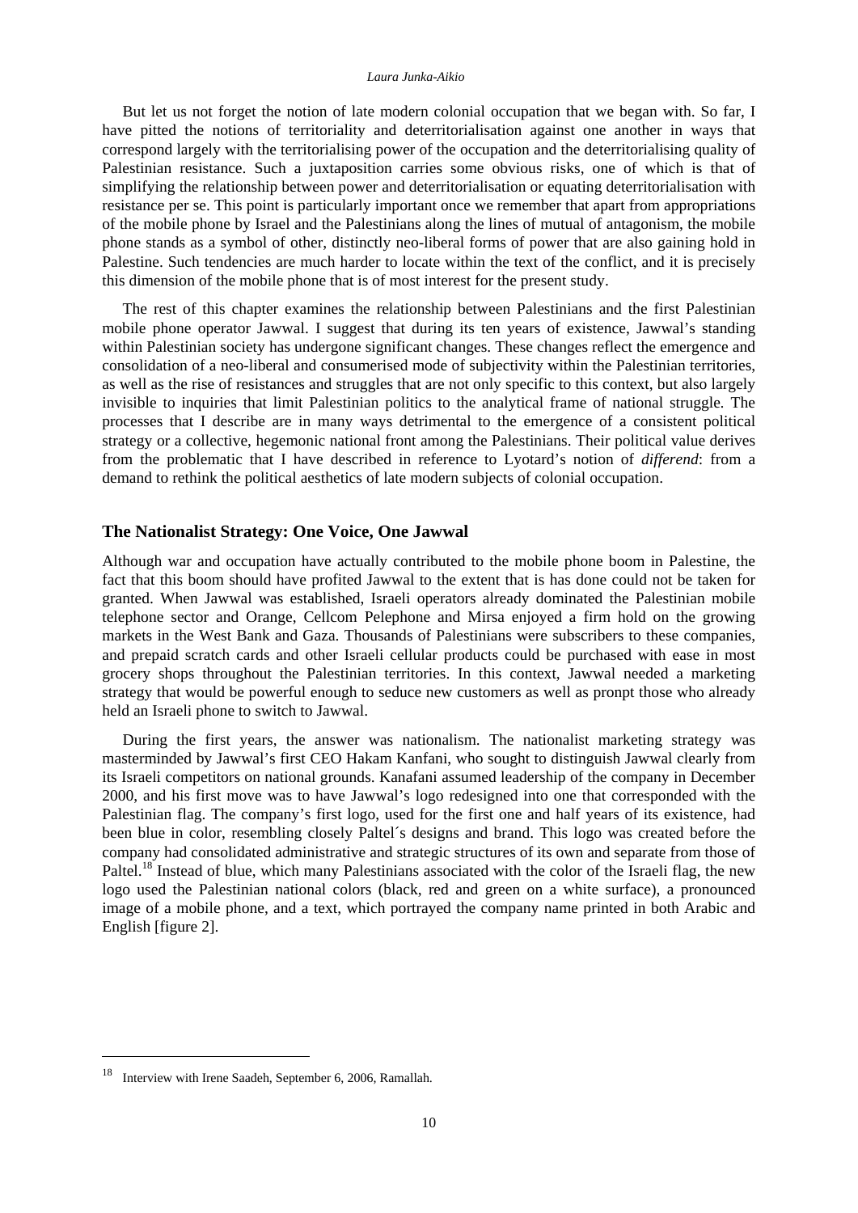But let us not forget the notion of late modern colonial occupation that we began with. So far, I have pitted the notions of territoriality and deterritorialisation against one another in ways that correspond largely with the territorialising power of the occupation and the deterritorialising quality of Palestinian resistance. Such a juxtaposition carries some obvious risks, one of which is that of simplifying the relationship between power and deterritorialisation or equating deterritorialisation with resistance per se. This point is particularly important once we remember that apart from appropriations of the mobile phone by Israel and the Palestinians along the lines of mutual of antagonism, the mobile phone stands as a symbol of other, distinctly neo-liberal forms of power that are also gaining hold in Palestine. Such tendencies are much harder to locate within the text of the conflict, and it is precisely this dimension of the mobile phone that is of most interest for the present study.

The rest of this chapter examines the relationship between Palestinians and the first Palestinian mobile phone operator Jawwal. I suggest that during its ten years of existence, Jawwal's standing within Palestinian society has undergone significant changes. These changes reflect the emergence and consolidation of a neo-liberal and consumerised mode of subjectivity within the Palestinian territories, as well as the rise of resistances and struggles that are not only specific to this context, but also largely invisible to inquiries that limit Palestinian politics to the analytical frame of national struggle. The processes that I describe are in many ways detrimental to the emergence of a consistent political strategy or a collective, hegemonic national front among the Palestinians. Their political value derives from the problematic that I have described in reference to Lyotard's notion of *differend*: from a demand to rethink the political aesthetics of late modern subjects of colonial occupation.

## The Nationalist Strategy: One Voice, One Jawwal

Although war and occupation have actually contributed to the mobile phone boom in Palestine, the fact that this boom should have profited Jawwal to the extent that is has done could not be taken for granted. When Jawwal was established, Israeli operators already dominated the Palestinian mobile telephone sector and Orange, Cellcom Pelephone and Mirsa enjoyed a firm hold on the growing markets in the West Bank and Gaza. Thousands of Palestinians were subscribers to these companies, and prepaid scratch cards and other Israeli cellular products could be purchased with ease in most grocery shops throughout the Palestinian territories. In this context, Jawwal needed a marketing strategy that would be powerful enough to seduce new customers as well as pronpt those who already held an Israeli phone to switch to Jawwal.

During the first years, the answer was nationalism. The nationalist marketing strategy was masterminded by Jawwal's first CEO Hakam Kanfani, who sought to distinguish Jawwal clearly from its Israeli competitors on national grounds. Kanafani assumed leadership of the company in December 2000, and his first move was to have Jawwal's logo redesigned into one that corresponded with the Palestinian flag. The company's first logo, used for the first one and half years of its existence, had been blue in color, resembling closely Paltel´s designs and brand. This logo was created before the company had consolidated administrative and strategic structures of its own and separate from those of Paltel.[18] Instead of blue, which many Palestinians associated with the color of the Israeli flag, the new logo used the Palestinian national colors (black, red and green on a white surface), a pronounced image of a mobile phone, and a text, which portrayed the company name printed in both Arabic and English [figure 2].

[18] Interview with Irene Saadeh, September 6, 2006, Ramallah.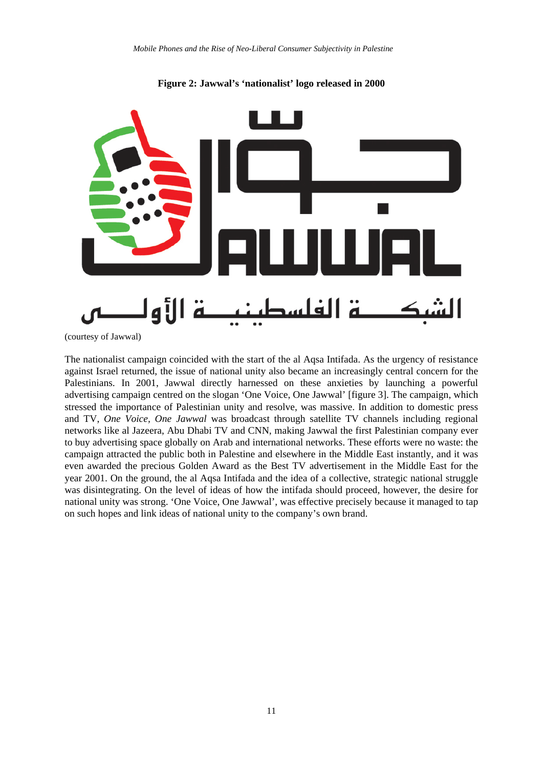**Figure 2: Jawwal's 'nationalist' logo released in 2000**

(courtesy of Jawwal)

The nationalist campaign coincided with the start of the al Aqsa Intifada. As the urgency of resistance against Israel returned, the issue of national unity also became an increasingly central concern for the Palestinians. In 2001, Jawwal directly harnessed on these anxieties by launching a powerful advertising campaign centred on the slogan 'One Voice, One Jawwal' [figure 3]. The campaign, which stressed the importance of Palestinian unity and resolve, was massive. In addition to domestic press and TV, *One Voice, One Jawwal* was broadcast through satellite TV channels including regional networks like al Jazeera, Abu Dhabi TV and CNN, making Jawwal the first Palestinian company ever to buy advertising space globally on Arab and international networks. These efforts were no waste: the campaign attracted the public both in Palestine and elsewhere in the Middle East instantly, and it was even awarded the precious Golden Award as the Best TV advertisement in the Middle East for the year 2001. On the ground, the al Aqsa Intifada and the idea of a collective, strategic national struggle was disintegrating. On the level of ideas of how the intifada should proceed, however, the desire for national unity was strong. 'One Voice, One Jawwal', was effective precisely because it managed to tap on such hopes and link ideas of national unity to the company's own brand.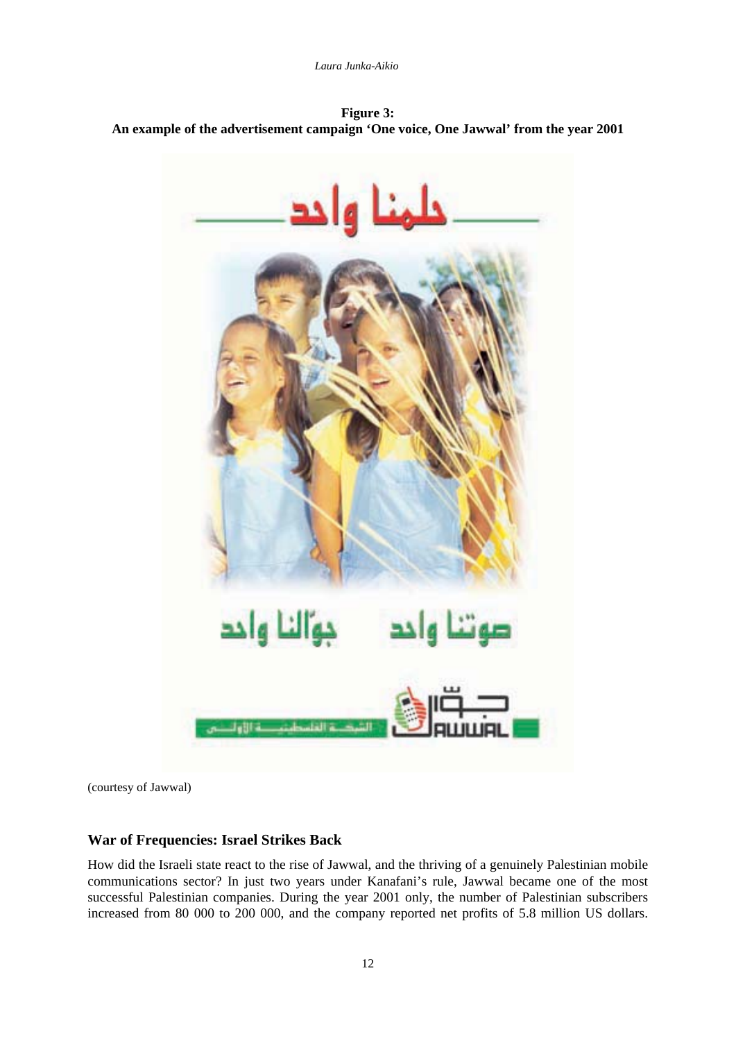**Figure 3:**
**An example of the advertisement campaign 'One voice, One Jawwal' from the year 2001**

(courtesy of Jawwal)

## War of Frequencies: Israel Strikes Back

How did the Israeli state react to the rise of Jawwal, and the thriving of a genuinely Palestinian mobile communications sector? In just two years under Kanafani's rule, Jawwal became one of the most successful Palestinian companies. During the year 2001 only, the number of Palestinian subscribers increased from 80 000 to 200 000, and the company reported net profits of 5.8 million US dollars.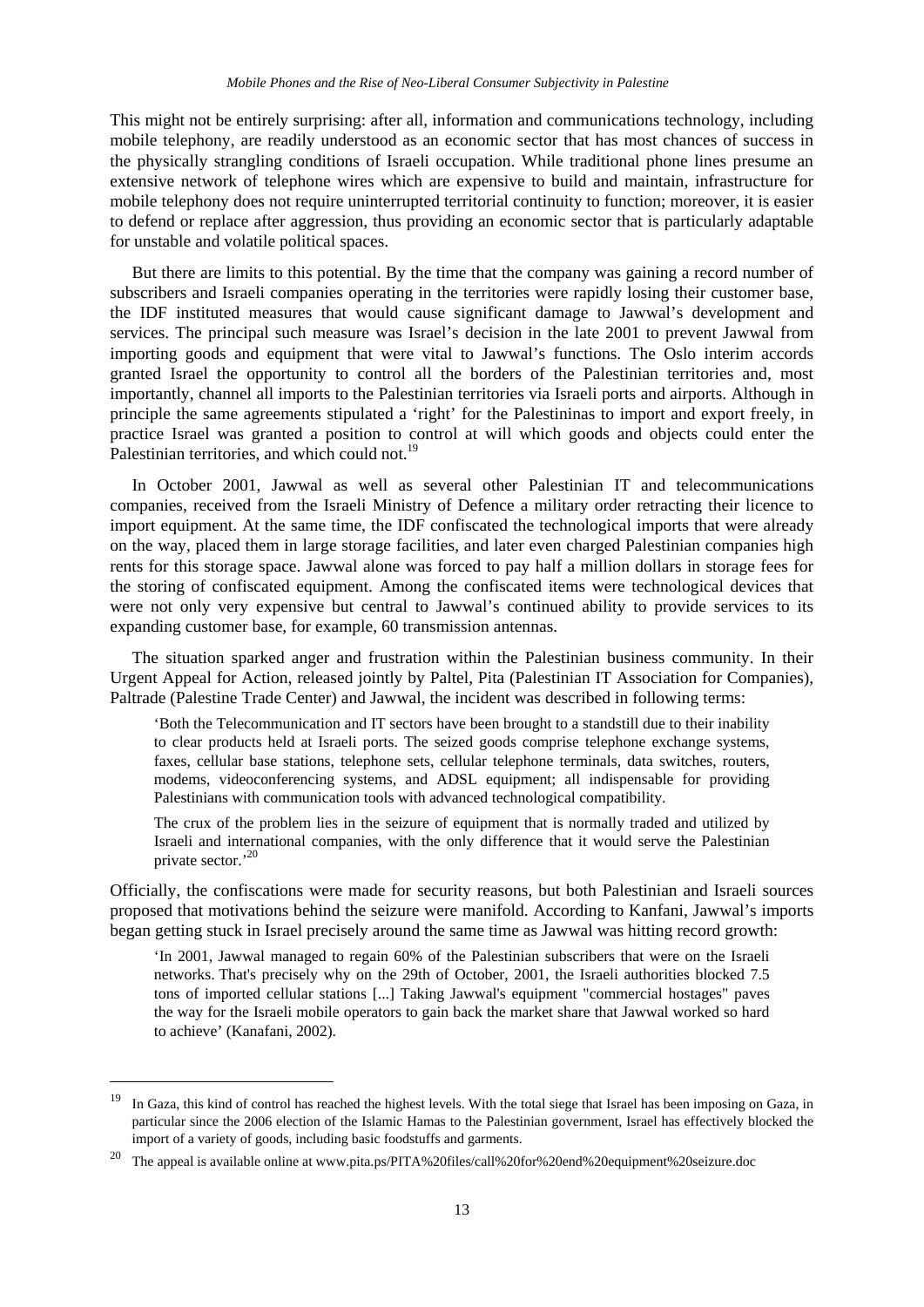This might not be entirely surprising: after all, information and communications technology, including mobile telephony, are readily understood as an economic sector that has most chances of success in the physically strangling conditions of Israeli occupation. While traditional phone lines presume an extensive network of telephone wires which are expensive to build and maintain, infrastructure for mobile telephony does not require uninterrupted territorial continuity to function; moreover, it is easier to defend or replace after aggression, thus providing an economic sector that is particularly adaptable for unstable and volatile political spaces.

But there are limits to this potential. By the time that the company was gaining a record number of subscribers and Israeli companies operating in the territories were rapidly losing their customer base, the IDF instituted measures that would cause significant damage to Jawwal's development and services. The principal such measure was Israel's decision in the late 2001 to prevent Jawwal from importing goods and equipment that were vital to Jawwal's functions. The Oslo interim accords granted Israel the opportunity to control all the borders of the Palestinian territories and, most importantly, channel all imports to the Palestinian territories via Israeli ports and airports. Although in principle the same agreements stipulated a 'right' for the Palestininas to import and export freely, in practice Israel was granted a position to control at will which goods and objects could enter the Palestinian territories, and which could not.[19]

In October 2001, Jawwal as well as several other Palestinian IT and telecommunications companies, received from the Israeli Ministry of Defence a military order retracting their licence to import equipment. At the same time, the IDF confiscated the technological imports that were already on the way, placed them in large storage facilities, and later even charged Palestinian companies high rents for this storage space. Jawwal alone was forced to pay half a million dollars in storage fees for the storing of confiscated equipment. Among the confiscated items were technological devices that were not only very expensive but central to Jawwal's continued ability to provide services to its expanding customer base, for example, 60 transmission antennas.

The situation sparked anger and frustration within the Palestinian business community. In their Urgent Appeal for Action, released jointly by Paltel, Pita (Palestinian IT Association for Companies), Paltrade (Palestine Trade Center) and Jawwal, the incident was described in following terms:

> 'Both the Telecommunication and IT sectors have been brought to a standstill due to their inability to clear products held at Israeli ports. The seized goods comprise telephone exchange systems, faxes, cellular base stations, telephone sets, cellular telephone terminals, data switches, routers, modems, videoconferencing systems, and ADSL equipment; all indispensable for providing Palestinians with communication tools with advanced technological compatibility.
>
> The crux of the problem lies in the seizure of equipment that is normally traded and utilized by Israeli and international companies, with the only difference that it would serve the Palestinian private sector.'[20]

Officially, the confiscations were made for security reasons, but both Palestinian and Israeli sources proposed that motivations behind the seizure were manifold. According to Kanfani, Jawwal's imports began getting stuck in Israel precisely around the same time as Jawwal was hitting record growth:

> 'In 2001, Jawwal managed to regain 60% of the Palestinian subscribers that were on the Israeli networks. That's precisely why on the 29th of October, 2001, the Israeli authorities blocked 7.5 tons of imported cellular stations [...] Taking Jawwal's equipment "commercial hostages" paves the way for the Israeli mobile operators to gain back the market share that Jawwal worked so hard to achieve' (Kanafani, 2002).

---

[19] In Gaza, this kind of control has reached the highest levels. With the total siege that Israel has been imposing on Gaza, in particular since the 2006 election of the Islamic Hamas to the Palestinian government, Israel has effectively blocked the import of a variety of goods, including basic foodstuffs and garments.

[20] The appeal is available online at www.pita.ps/PITA%20files/call%20for%20end%20equipment%20seizure.doc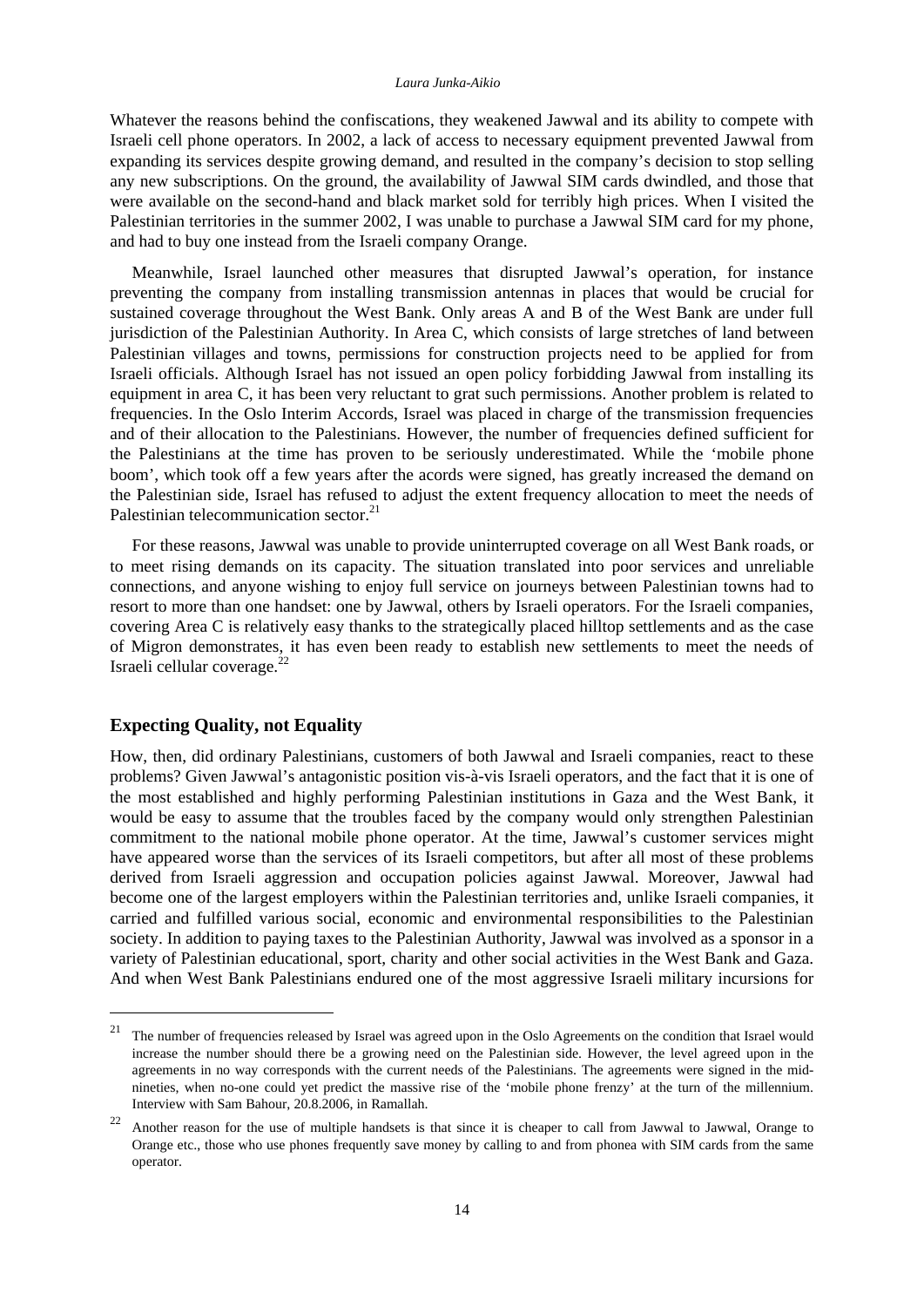Whatever the reasons behind the confiscations, they weakened Jawwal and its ability to compete with Israeli cell phone operators. In 2002, a lack of access to necessary equipment prevented Jawwal from expanding its services despite growing demand, and resulted in the company's decision to stop selling any new subscriptions. On the ground, the availability of Jawwal SIM cards dwindled, and those that were available on the second-hand and black market sold for terribly high prices. When I visited the Palestinian territories in the summer 2002, I was unable to purchase a Jawwal SIM card for my phone, and had to buy one instead from the Israeli company Orange.

Meanwhile, Israel launched other measures that disrupted Jawwal's operation, for instance preventing the company from installing transmission antennas in places that would be crucial for sustained coverage throughout the West Bank. Only areas A and B of the West Bank are under full jurisdiction of the Palestinian Authority. In Area C, which consists of large stretches of land between Palestinian villages and towns, permissions for construction projects need to be applied for from Israeli officials. Although Israel has not issued an open policy forbidding Jawwal from installing its equipment in area C, it has been very reluctant to grat such permissions. Another problem is related to frequencies. In the Oslo Interim Accords, Israel was placed in charge of the transmission frequencies and of their allocation to the Palestinians. However, the number of frequencies defined sufficient for the Palestinians at the time has proven to be seriously underestimated. While the 'mobile phone boom', which took off a few years after the acords were signed, has greatly increased the demand on the Palestinian side, Israel has refused to adjust the extent frequency allocation to meet the needs of Palestinian telecommunication sector.[21]

For these reasons, Jawwal was unable to provide uninterrupted coverage on all West Bank roads, or to meet rising demands on its capacity. The situation translated into poor services and unreliable connections, and anyone wishing to enjoy full service on journeys between Palestinian towns had to resort to more than one handset: one by Jawwal, others by Israeli operators. For the Israeli companies, covering Area C is relatively easy thanks to the strategically placed hilltop settlements and as the case of Migron demonstrates, it has even been ready to establish new settlements to meet the needs of Israeli cellular coverage.[22]

## Expecting Quality, not Equality

How, then, did ordinary Palestinians, customers of both Jawwal and Israeli companies, react to these problems? Given Jawwal's antagonistic position vis-à-vis Israeli operators, and the fact that it is one of the most established and highly performing Palestinian institutions in Gaza and the West Bank, it would be easy to assume that the troubles faced by the company would only strengthen Palestinian commitment to the national mobile phone operator. At the time, Jawwal's customer services might have appeared worse than the services of its Israeli competitors, but after all most of these problems derived from Israeli aggression and occupation policies against Jawwal. Moreover, Jawwal had become one of the largest employers within the Palestinian territories and, unlike Israeli companies, it carried and fulfilled various social, economic and environmental responsibilities to the Palestinian society. In addition to paying taxes to the Palestinian Authority, Jawwal was involved as a sponsor in a variety of Palestinian educational, sport, charity and other social activities in the West Bank and Gaza. And when West Bank Palestinians endured one of the most aggressive Israeli military incursions for

---

[21] The number of frequencies released by Israel was agreed upon in the Oslo Agreements on the condition that Israel would increase the number should there be a growing need on the Palestinian side. However, the level agreed upon in the agreements in no way corresponds with the current needs of the Palestinians. The agreements were signed in the mid-nineties, when no-one could yet predict the massive rise of the 'mobile phone frenzy' at the turn of the millennium. Interview with Sam Bahour, 20.8.2006, in Ramallah.

[22] Another reason for the use of multiple handsets is that since it is cheaper to call from Jawwal to Jawwal, Orange to Orange etc., those who use phones frequently save money by calling to and from phonea with SIM cards from the same operator.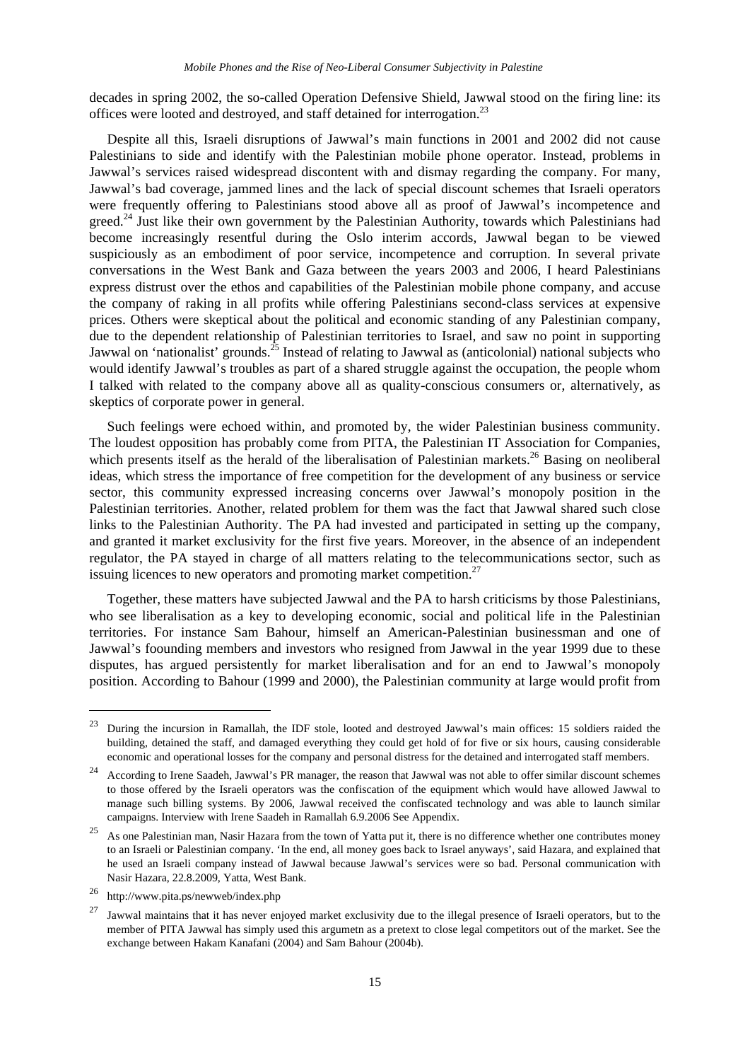decades in spring 2002, the so-called Operation Defensive Shield, Jawwal stood on the firing line: its offices were looted and destroyed, and staff detained for interrogation.[23]

Despite all this, Israeli disruptions of Jawwal's main functions in 2001 and 2002 did not cause Palestinians to side and identify with the Palestinian mobile phone operator. Instead, problems in Jawwal's services raised widespread discontent with and dismay regarding the company. For many, Jawwal's bad coverage, jammed lines and the lack of special discount schemes that Israeli operators were frequently offering to Palestinians stood above all as proof of Jawwal's incompetence and greed.[24] Just like their own government by the Palestinian Authority, towards which Palestinians had become increasingly resentful during the Oslo interim accords, Jawwal began to be viewed suspiciously as an embodiment of poor service, incompetence and corruption. In several private conversations in the West Bank and Gaza between the years 2003 and 2006, I heard Palestinians express distrust over the ethos and capabilities of the Palestinian mobile phone company, and accuse the company of raking in all profits while offering Palestinians second-class services at expensive prices. Others were skeptical about the political and economic standing of any Palestinian company, due to the dependent relationship of Palestinian territories to Israel, and saw no point in supporting Jawwal on 'nationalist' grounds.[25] Instead of relating to Jawwal as (anticolonial) national subjects who would identify Jawwal's troubles as part of a shared struggle against the occupation, the people whom I talked with related to the company above all as quality-conscious consumers or, alternatively, as skeptics of corporate power in general.

Such feelings were echoed within, and promoted by, the wider Palestinian business community. The loudest opposition has probably come from PITA, the Palestinian IT Association for Companies, which presents itself as the herald of the liberalisation of Palestinian markets.[26] Basing on neoliberal ideas, which stress the importance of free competition for the development of any business or service sector, this community expressed increasing concerns over Jawwal's monopoly position in the Palestinian territories. Another, related problem for them was the fact that Jawwal shared such close links to the Palestinian Authority. The PA had invested and participated in setting up the company, and granted it market exclusivity for the first five years. Moreover, in the absence of an independent regulator, the PA stayed in charge of all matters relating to the telecommunications sector, such as issuing licences to new operators and promoting market competition.[27]

Together, these matters have subjected Jawwal and the PA to harsh criticisms by those Palestinians, who see liberalisation as a key to developing economic, social and political life in the Palestinian territories. For instance Sam Bahour, himself an American-Palestinian businessman and one of Jawwal's foounding members and investors who resigned from Jawwal in the year 1999 due to these disputes, has argued persistently for market liberalisation and for an end to Jawwal's monopoly position. According to Bahour (1999 and 2000), the Palestinian community at large would profit from

---

[23] During the incursion in Ramallah, the IDF stole, looted and destroyed Jawwal's main offices: 15 soldiers raided the building, detained the staff, and damaged everything they could get hold of for five or six hours, causing considerable economic and operational losses for the company and personal distress for the detained and interrogated staff members.

[24] According to Irene Saadeh, Jawwal's PR manager, the reason that Jawwal was not able to offer similar discount schemes to those offered by the Israeli operators was the confiscation of the equipment which would have allowed Jawwal to manage such billing systems. By 2006, Jawwal received the confiscated technology and was able to launch similar campaigns. Interview with Irene Saadeh in Ramallah 6.9.2006 See Appendix.

[25] As one Palestinian man, Nasir Hazara from the town of Yatta put it, there is no difference whether one contributes money to an Israeli or Palestinian company. 'In the end, all money goes back to Israel anyways', said Hazara, and explained that he used an Israeli company instead of Jawwal because Jawwal's services were so bad. Personal communication with Nasir Hazara, 22.8.2009, Yatta, West Bank.

[26] http://www.pita.ps/newweb/index.php

[27] Jawwal maintains that it has never enjoyed market exclusivity due to the illegal presence of Israeli operators, but to the member of PITA Jawwal has simply used this argumetn as a pretext to close legal competitors out of the market. See the exchange between Hakam Kanafani (2004) and Sam Bahour (2004b).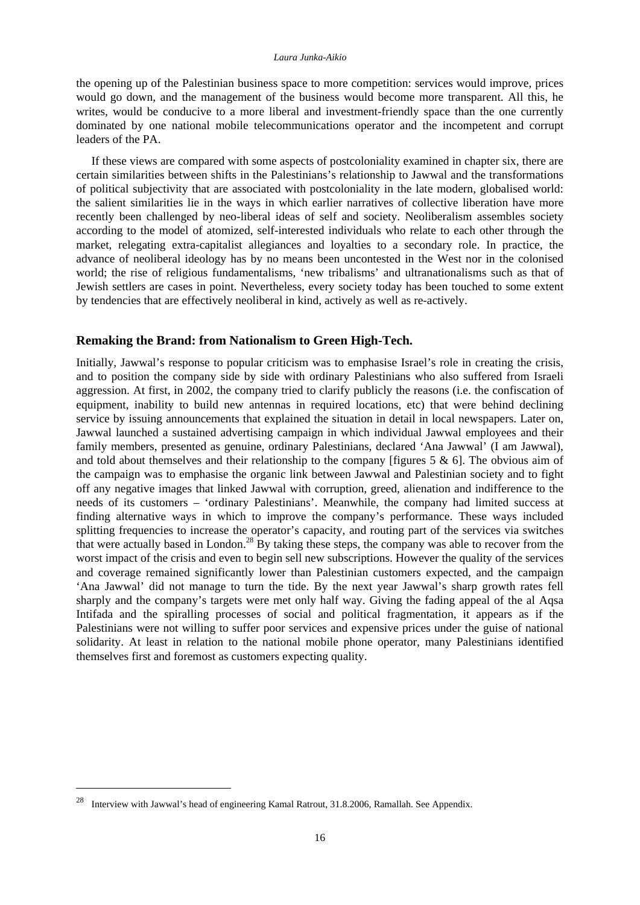the opening up of the Palestinian business space to more competition: services would improve, prices would go down, and the management of the business would become more transparent. All this, he writes, would be conducive to a more liberal and investment-friendly space than the one currently dominated by one national mobile telecommunications operator and the incompetent and corrupt leaders of the PA.

If these views are compared with some aspects of postcoloniality examined in chapter six, there are certain similarities between shifts in the Palestinians's relationship to Jawwal and the transformations of political subjectivity that are associated with postcoloniality in the late modern, globalised world: the salient similarities lie in the ways in which earlier narratives of collective liberation have more recently been challenged by neo-liberal ideas of self and society. Neoliberalism assembles society according to the model of atomized, self-interested individuals who relate to each other through the market, relegating extra-capitalist allegiances and loyalties to a secondary role. In practice, the advance of neoliberal ideology has by no means been uncontested in the West nor in the colonised world; the rise of religious fundamentalisms, 'new tribalisms' and ultranationalisms such as that of Jewish settlers are cases in point. Nevertheless, every society today has been touched to some extent by tendencies that are effectively neoliberal in kind, actively as well as re-actively.

### Remaking the Brand: from Nationalism to Green High-Tech.

Initially, Jawwal's response to popular criticism was to emphasise Israel's role in creating the crisis, and to position the company side by side with ordinary Palestinians who also suffered from Israeli aggression. At first, in 2002, the company tried to clarify publicly the reasons (i.e. the confiscation of equipment, inability to build new antennas in required locations, etc) that were behind declining service by issuing announcements that explained the situation in detail in local newspapers. Later on, Jawwal launched a sustained advertising campaign in which individual Jawwal employees and their family members, presented as genuine, ordinary Palestinians, declared 'Ana Jawwal' (I am Jawwal), and told about themselves and their relationship to the company [figures 5 & 6]. The obvious aim of the campaign was to emphasise the organic link between Jawwal and Palestinian society and to fight off any negative images that linked Jawwal with corruption, greed, alienation and indifference to the needs of its customers – 'ordinary Palestinians'. Meanwhile, the company had limited success at finding alternative ways in which to improve the company's performance. These ways included splitting frequencies to increase the operator's capacity, and routing part of the services via switches that were actually based in London.[28] By taking these steps, the company was able to recover from the worst impact of the crisis and even to begin sell new subscriptions. However the quality of the services and coverage remained significantly lower than Palestinian customers expected, and the campaign 'Ana Jawwal' did not manage to turn the tide. By the next year Jawwal's sharp growth rates fell sharply and the company's targets were met only half way. Giving the fading appeal of the al Aqsa Intifada and the spiralling processes of social and political fragmentation, it appears as if the Palestinians were not willing to suffer poor services and expensive prices under the guise of national solidarity. At least in relation to the national mobile phone operator, many Palestinians identified themselves first and foremost as customers expecting quality.

---

[28] Interview with Jawwal's head of engineering Kamal Ratrout, 31.8.2006, Ramallah. See Appendix.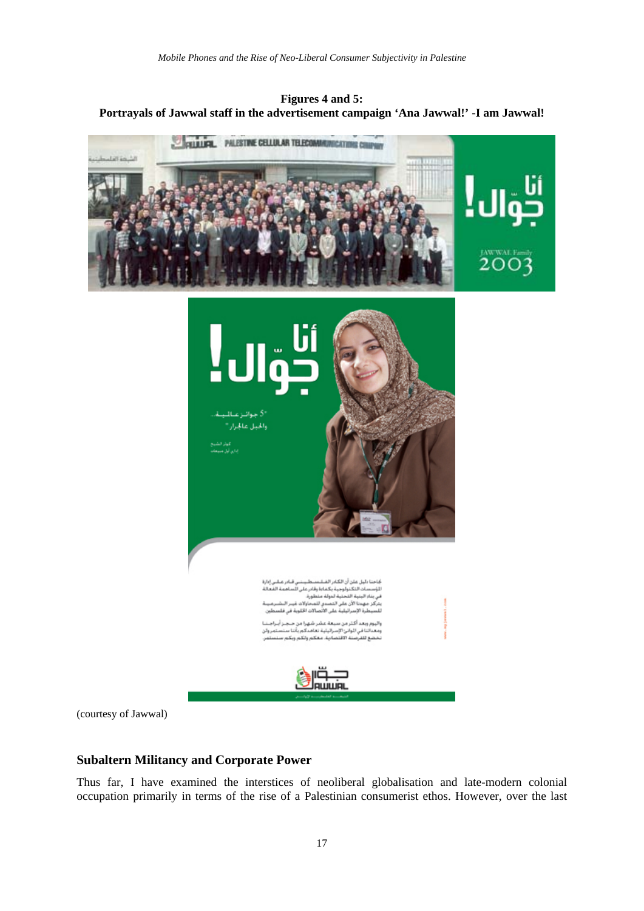**Figures 4 and 5:**
**Portrayals of Jawwal staff in the advertisement campaign 'Ana Jawwal!' -I am Jawwal!**

(courtesy of Jawwal)

## Subaltern Militancy and Corporate Power

Thus far, I have examined the interstices of neoliberal globalisation and late-modern colonial occupation primarily in terms of the rise of a Palestinian consumerist ethos. However, over the last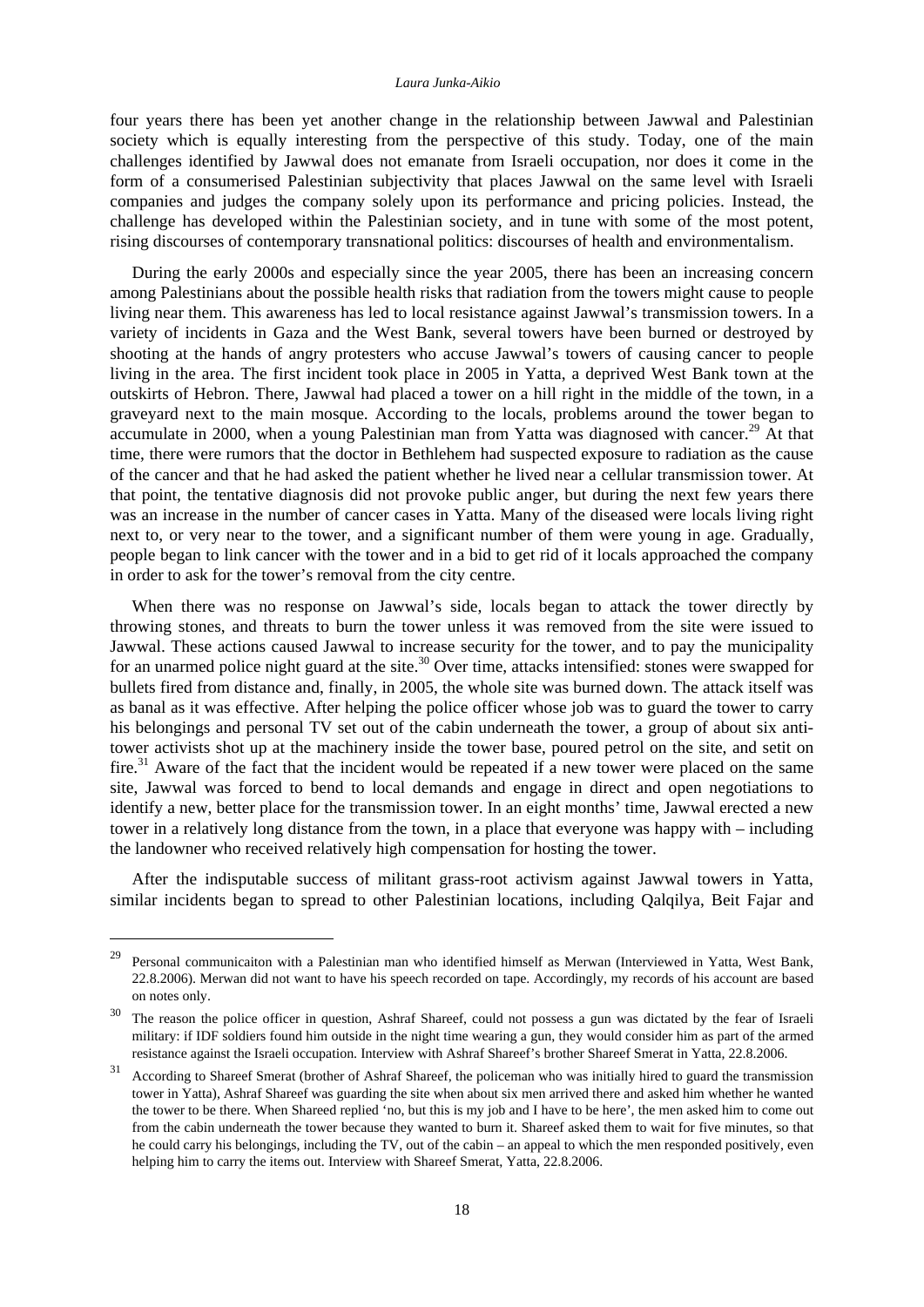four years there has been yet another change in the relationship between Jawwal and Palestinian society which is equally interesting from the perspective of this study. Today, one of the main challenges identified by Jawwal does not emanate from Israeli occupation, nor does it come in the form of a consumerised Palestinian subjectivity that places Jawwal on the same level with Israeli companies and judges the company solely upon its performance and pricing policies. Instead, the challenge has developed within the Palestinian society, and in tune with some of the most potent, rising discourses of contemporary transnational politics: discourses of health and environmentalism.

During the early 2000s and especially since the year 2005, there has been an increasing concern among Palestinians about the possible health risks that radiation from the towers might cause to people living near them. This awareness has led to local resistance against Jawwal's transmission towers. In a variety of incidents in Gaza and the West Bank, several towers have been burned or destroyed by shooting at the hands of angry protesters who accuse Jawwal's towers of causing cancer to people living in the area. The first incident took place in 2005 in Yatta, a deprived West Bank town at the outskirts of Hebron. There, Jawwal had placed a tower on a hill right in the middle of the town, in a graveyard next to the main mosque. According to the locals, problems around the tower began to accumulate in 2000, when a young Palestinian man from Yatta was diagnosed with cancer.[29] At that time, there were rumors that the doctor in Bethlehem had suspected exposure to radiation as the cause of the cancer and that he had asked the patient whether he lived near a cellular transmission tower. At that point, the tentative diagnosis did not provoke public anger, but during the next few years there was an increase in the number of cancer cases in Yatta. Many of the diseased were locals living right next to, or very near to the tower, and a significant number of them were young in age. Gradually, people began to link cancer with the tower and in a bid to get rid of it locals approached the company in order to ask for the tower's removal from the city centre.

When there was no response on Jawwal's side, locals began to attack the tower directly by throwing stones, and threats to burn the tower unless it was removed from the site were issued to Jawwal. These actions caused Jawwal to increase security for the tower, and to pay the municipality for an unarmed police night guard at the site.[30] Over time, attacks intensified: stones were swapped for bullets fired from distance and, finally, in 2005, the whole site was burned down. The attack itself was as banal as it was effective. After helping the police officer whose job was to guard the tower to carry his belongings and personal TV set out of the cabin underneath the tower, a group of about six anti-tower activists shot up at the machinery inside the tower base, poured petrol on the site, and setit on fire.[31] Aware of the fact that the incident would be repeated if a new tower were placed on the same site, Jawwal was forced to bend to local demands and engage in direct and open negotiations to identify a new, better place for the transmission tower. In an eight months' time, Jawwal erected a new tower in a relatively long distance from the town, in a place that everyone was happy with – including the landowner who received relatively high compensation for hosting the tower.

After the indisputable success of militant grass-root activism against Jawwal towers in Yatta, similar incidents began to spread to other Palestinian locations, including Qalqilya, Beit Fajar and

---

[29] Personal communicaiton with a Palestinian man who identified himself as Merwan (Interviewed in Yatta, West Bank, 22.8.2006). Merwan did not want to have his speech recorded on tape. Accordingly, my records of his account are based on notes only.

[30] The reason the police officer in question, Ashraf Shareef, could not possess a gun was dictated by the fear of Israeli military: if IDF soldiers found him outside in the night time wearing a gun, they would consider him as part of the armed resistance against the Israeli occupation. Interview with Ashraf Shareef's brother Shareef Smerat in Yatta, 22.8.2006.

[31] According to Shareef Smerat (brother of Ashraf Shareef, the policeman who was initially hired to guard the transmission tower in Yatta), Ashraf Shareef was guarding the site when about six men arrived there and asked him whether he wanted the tower to be there. When Shareed replied 'no, but this is my job and I have to be here', the men asked him to come out from the cabin underneath the tower because they wanted to burn it. Shareef asked them to wait for five minutes, so that he could carry his belongings, including the TV, out of the cabin – an appeal to which the men responded positively, even helping him to carry the items out. Interview with Shareef Smerat, Yatta, 22.8.2006.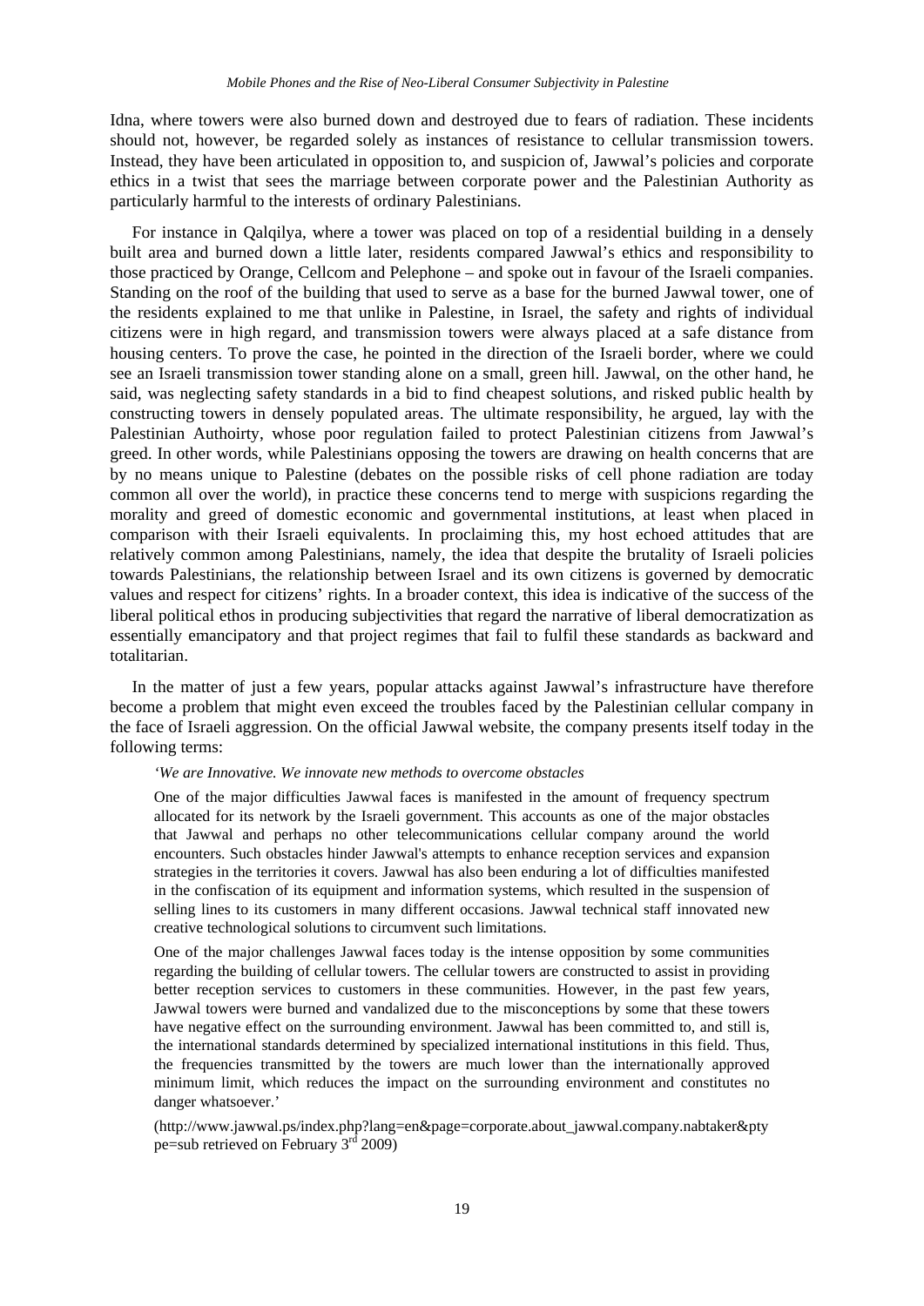Idna, where towers were also burned down and destroyed due to fears of radiation. These incidents should not, however, be regarded solely as instances of resistance to cellular transmission towers. Instead, they have been articulated in opposition to, and suspicion of, Jawwal's policies and corporate ethics in a twist that sees the marriage between corporate power and the Palestinian Authority as particularly harmful to the interests of ordinary Palestinians.

For instance in Qalqilya, where a tower was placed on top of a residential building in a densely built area and burned down a little later, residents compared Jawwal's ethics and responsibility to those practiced by Orange, Cellcom and Pelephone – and spoke out in favour of the Israeli companies. Standing on the roof of the building that used to serve as a base for the burned Jawwal tower, one of the residents explained to me that unlike in Palestine, in Israel, the safety and rights of individual citizens were in high regard, and transmission towers were always placed at a safe distance from housing centers. To prove the case, he pointed in the direction of the Israeli border, where we could see an Israeli transmission tower standing alone on a small, green hill. Jawwal, on the other hand, he said, was neglecting safety standards in a bid to find cheapest solutions, and risked public health by constructing towers in densely populated areas. The ultimate responsibility, he argued, lay with the Palestinian Authoirty, whose poor regulation failed to protect Palestinian citizens from Jawwal's greed. In other words, while Palestinians opposing the towers are drawing on health concerns that are by no means unique to Palestine (debates on the possible risks of cell phone radiation are today common all over the world), in practice these concerns tend to merge with suspicions regarding the morality and greed of domestic economic and governmental institutions, at least when placed in comparison with their Israeli equivalents. In proclaiming this, my host echoed attitudes that are relatively common among Palestinians, namely, the idea that despite the brutality of Israeli policies towards Palestinians, the relationship between Israel and its own citizens is governed by democratic values and respect for citizens' rights. In a broader context, this idea is indicative of the success of the liberal political ethos in producing subjectivities that regard the narrative of liberal democratization as essentially emancipatory and that project regimes that fail to fulfil these standards as backward and totalitarian.

In the matter of just a few years, popular attacks against Jawwal's infrastructure have therefore become a problem that might even exceed the troubles faced by the Palestinian cellular company in the face of Israeli aggression. On the official Jawwal website, the company presents itself today in the following terms:

> *'We are Innovative. We innovate new methods to overcome obstacles*
>
> One of the major difficulties Jawwal faces is manifested in the amount of frequency spectrum allocated for its network by the Israeli government. This accounts as one of the major obstacles that Jawwal and perhaps no other telecommunications cellular company around the world encounters. Such obstacles hinder Jawwal's attempts to enhance reception services and expansion strategies in the territories it covers. Jawwal has also been enduring a lot of difficulties manifested in the confiscation of its equipment and information systems, which resulted in the suspension of selling lines to its customers in many different occasions. Jawwal technical staff innovated new creative technological solutions to circumvent such limitations.
>
> One of the major challenges Jawwal faces today is the intense opposition by some communities regarding the building of cellular towers. The cellular towers are constructed to assist in providing better reception services to customers in these communities. However, in the past few years, Jawwal towers were burned and vandalized due to the misconceptions by some that these towers have negative effect on the surrounding environment. Jawwal has been committed to, and still is, the international standards determined by specialized international institutions in this field. Thus, the frequencies transmitted by the towers are much lower than the internationally approved minimum limit, which reduces the impact on the surrounding environment and constitutes no danger whatsoever.'
>
> (http://www.jawwal.ps/index.php?lang=en&page=corporate.about_jawwal.company.nabtaker&ptype=sub retrieved on February 3rd 2009)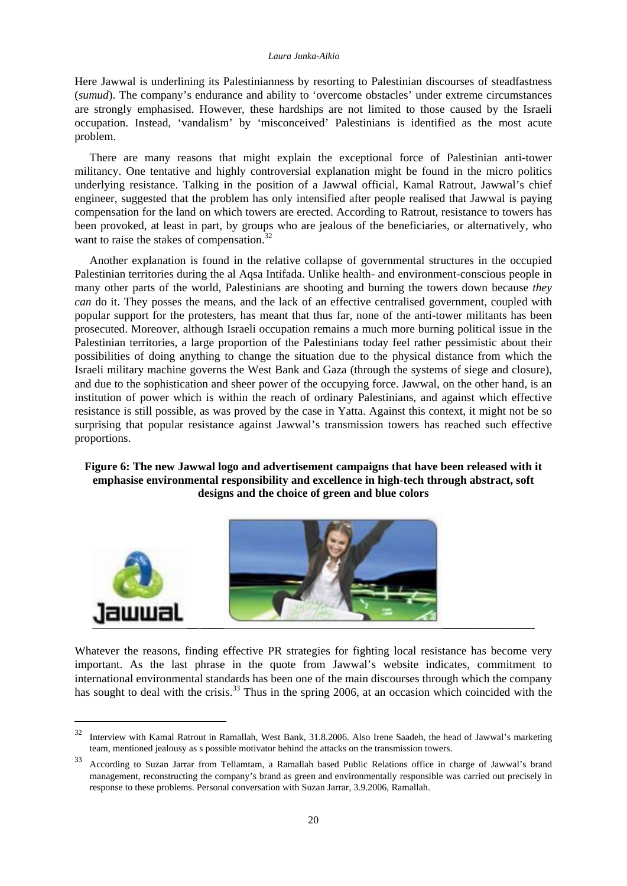Here Jawwal is underlining its Palestinianness by resorting to Palestinian discourses of steadfastness (*sumud*). The company's endurance and ability to 'overcome obstacles' under extreme circumstances are strongly emphasised. However, these hardships are not limited to those caused by the Israeli occupation. Instead, 'vandalism' by 'misconceived' Palestinians is identified as the most acute problem.

There are many reasons that might explain the exceptional force of Palestinian anti-tower militancy. One tentative and highly controversial explanation might be found in the micro politics underlying resistance. Talking in the position of a Jawwal official, Kamal Ratrout, Jawwal's chief engineer, suggested that the problem has only intensified after people realised that Jawwal is paying compensation for the land on which towers are erected. According to Ratrout, resistance to towers has been provoked, at least in part, by groups who are jealous of the beneficiaries, or alternatively, who want to raise the stakes of compensation.[32]

Another explanation is found in the relative collapse of governmental structures in the occupied Palestinian territories during the al Aqsa Intifada. Unlike health- and environment-conscious people in many other parts of the world, Palestinians are shooting and burning the towers down because *they can* do it. They posses the means, and the lack of an effective centralised government, coupled with popular support for the protesters, has meant that thus far, none of the anti-tower militants has been prosecuted. Moreover, although Israeli occupation remains a much more burning political issue in the Palestinian territories, a large proportion of the Palestinians today feel rather pessimistic about their possibilities of doing anything to change the situation due to the physical distance from which the Israeli military machine governs the West Bank and Gaza (through the systems of siege and closure), and due to the sophistication and sheer power of the occupying force. Jawwal, on the other hand, is an institution of power which is within the reach of ordinary Palestinians, and against which effective resistance is still possible, as was proved by the case in Yatta. Against this context, it might not be so surprising that popular resistance against Jawwal's transmission towers has reached such effective proportions.

**Figure 6: The new Jawwal logo and advertisement campaigns that have been released with it emphasise environmental responsibility and excellence in high-tech through abstract, soft designs and the choice of green and blue colors**

Whatever the reasons, finding effective PR strategies for fighting local resistance has become very important. As the last phrase in the quote from Jawwal's website indicates, commitment to international environmental standards has been one of the main discourses through which the company has sought to deal with the crisis.[33] Thus in the spring 2006, at an occasion which coincided with the

---

[32] Interview with Kamal Ratrout in Ramallah, West Bank, 31.8.2006. Also Irene Saadeh, the head of Jawwal's marketing team, mentioned jealousy as s possible motivator behind the attacks on the transmission towers.

[33] According to Suzan Jarrar from Tellamtam, a Ramallah based Public Relations office in charge of Jawwal's brand management, reconstructing the company's brand as green and environmentally responsible was carried out precisely in response to these problems. Personal conversation with Suzan Jarrar, 3.9.2006, Ramallah.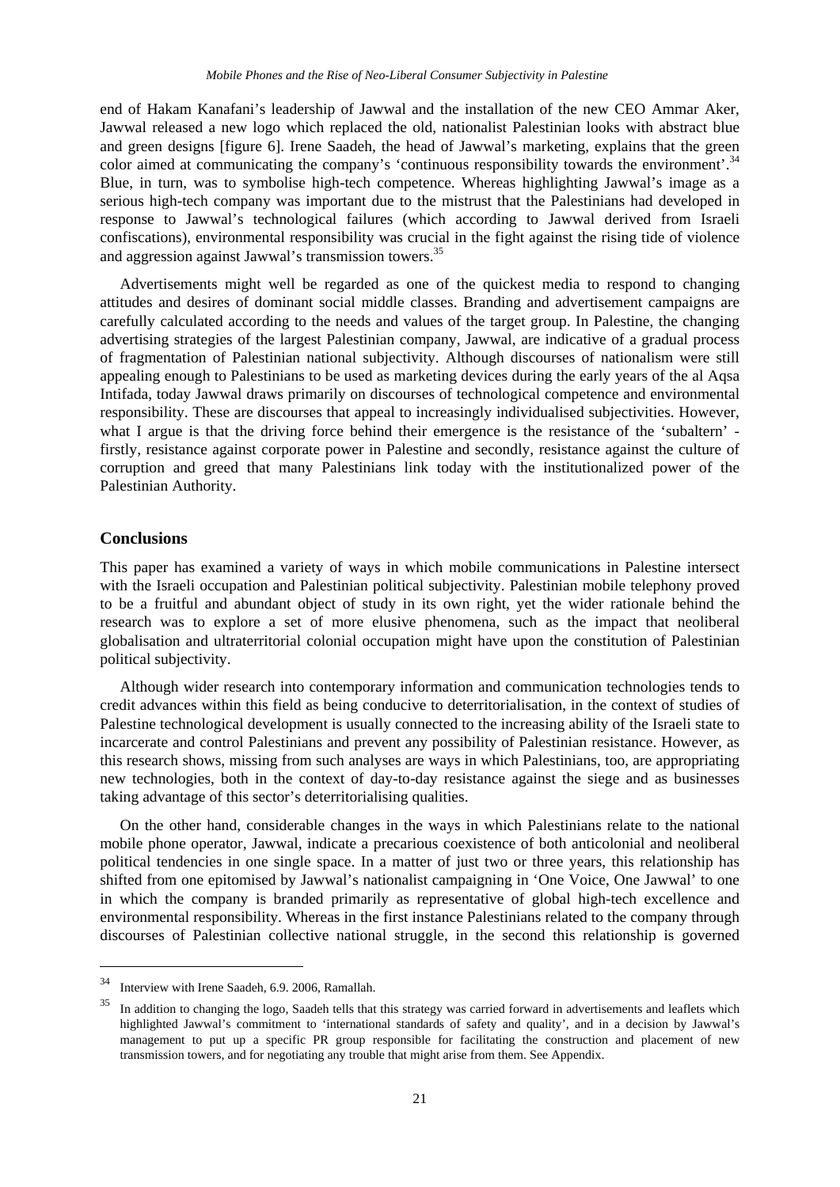end of Hakam Kanafani's leadership of Jawwal and the installation of the new CEO Ammar Aker, Jawwal released a new logo which replaced the old, nationalist Palestinian looks with abstract blue and green designs [figure 6]. Irene Saadeh, the head of Jawwal's marketing, explains that the green color aimed at communicating the company's 'continuous responsibility towards the environment'.[34] Blue, in turn, was to symbolise high-tech competence. Whereas highlighting Jawwal's image as a serious high-tech company was important due to the mistrust that the Palestinians had developed in response to Jawwal's technological failures (which according to Jawwal derived from Israeli confiscations), environmental responsibility was crucial in the fight against the rising tide of violence and aggression against Jawwal's transmission towers.[35]

Advertisements might well be regarded as one of the quickest media to respond to changing attitudes and desires of dominant social middle classes. Branding and advertisement campaigns are carefully calculated according to the needs and values of the target group. In Palestine, the changing advertising strategies of the largest Palestinian company, Jawwal, are indicative of a gradual process of fragmentation of Palestinian national subjectivity. Although discourses of nationalism were still appealing enough to Palestinians to be used as marketing devices during the early years of the al Aqsa Intifada, today Jawwal draws primarily on discourses of technological competence and environmental responsibility. These are discourses that appeal to increasingly individualised subjectivities. However, what I argue is that the driving force behind their emergence is the resistance of the 'subaltern' - firstly, resistance against corporate power in Palestine and secondly, resistance against the culture of corruption and greed that many Palestinians link today with the institutionalized power of the Palestinian Authority.

## Conclusions

This paper has examined a variety of ways in which mobile communications in Palestine intersect with the Israeli occupation and Palestinian political subjectivity. Palestinian mobile telephony proved to be a fruitful and abundant object of study in its own right, yet the wider rationale behind the research was to explore a set of more elusive phenomena, such as the impact that neoliberal globalisation and ultraterritorial colonial occupation might have upon the constitution of Palestinian political subjectivity.

Although wider research into contemporary information and communication technologies tends to credit advances within this field as being conducive to deterritorialisation, in the context of studies of Palestine technological development is usually connected to the increasing ability of the Israeli state to incarcerate and control Palestinians and prevent any possibility of Palestinian resistance. However, as this research shows, missing from such analyses are ways in which Palestinians, too, are appropriating new technologies, both in the context of day-to-day resistance against the siege and as businesses taking advantage of this sector's deterritorialising qualities.

On the other hand, considerable changes in the ways in which Palestinians relate to the national mobile phone operator, Jawwal, indicate a precarious coexistence of both anticolonial and neoliberal political tendencies in one single space. In a matter of just two or three years, this relationship has shifted from one epitomised by Jawwal's nationalist campaigning in 'One Voice, One Jawwal' to one in which the company is branded primarily as representative of global high-tech excellence and environmental responsibility. Whereas in the first instance Palestinians related to the company through discourses of Palestinian collective national struggle, in the second this relationship is governed

---

[34] Interview with Irene Saadeh, 6.9. 2006, Ramallah.

[35] In addition to changing the logo, Saadeh tells that this strategy was carried forward in advertisements and leaflets which highlighted Jawwal's commitment to 'international standards of safety and quality', and in a decision by Jawwal's management to put up a specific PR group responsible for facilitating the construction and placement of new transmission towers, and for negotiating any trouble that might arise from them. See Appendix.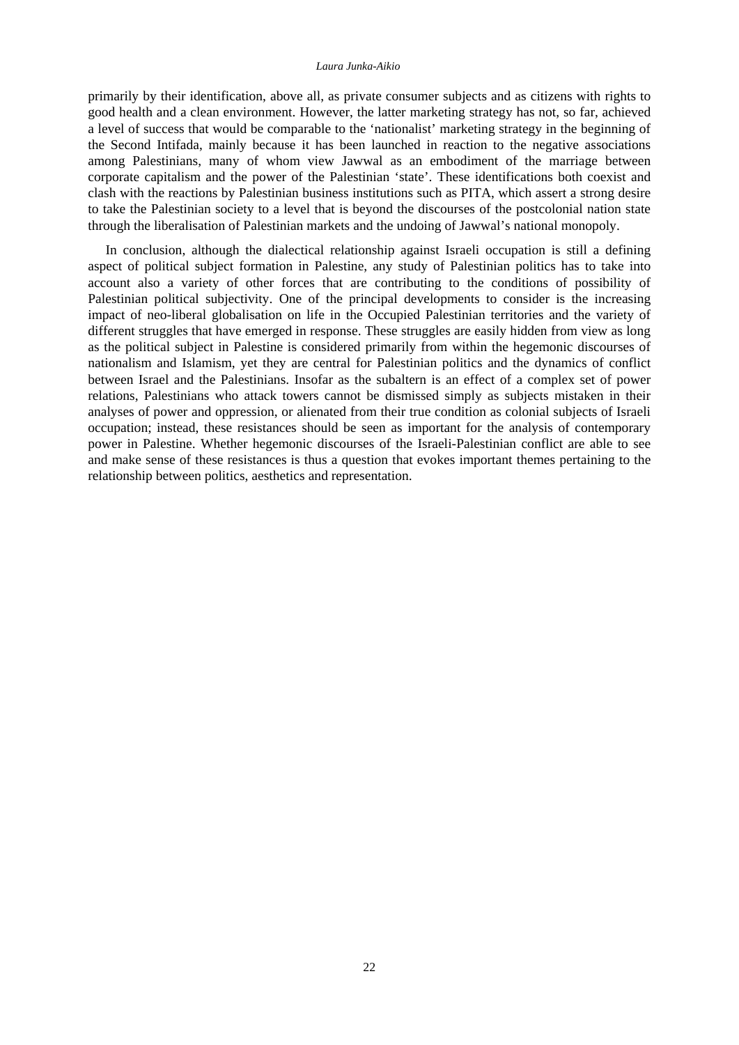primarily by their identification, above all, as private consumer subjects and as citizens with rights to good health and a clean environment. However, the latter marketing strategy has not, so far, achieved a level of success that would be comparable to the 'nationalist' marketing strategy in the beginning of the Second Intifada, mainly because it has been launched in reaction to the negative associations among Palestinians, many of whom view Jawwal as an embodiment of the marriage between corporate capitalism and the power of the Palestinian 'state'. These identifications both coexist and clash with the reactions by Palestinian business institutions such as PITA, which assert a strong desire to take the Palestinian society to a level that is beyond the discourses of the postcolonial nation state through the liberalisation of Palestinian markets and the undoing of Jawwal's national monopoly.

In conclusion, although the dialectical relationship against Israeli occupation is still a defining aspect of political subject formation in Palestine, any study of Palestinian politics has to take into account also a variety of other forces that are contributing to the conditions of possibility of Palestinian political subjectivity. One of the principal developments to consider is the increasing impact of neo-liberal globalisation on life in the Occupied Palestinian territories and the variety of different struggles that have emerged in response. These struggles are easily hidden from view as long as the political subject in Palestine is considered primarily from within the hegemonic discourses of nationalism and Islamism, yet they are central for Palestinian politics and the dynamics of conflict between Israel and the Palestinians. Insofar as the subaltern is an effect of a complex set of power relations, Palestinians who attack towers cannot be dismissed simply as subjects mistaken in their analyses of power and oppression, or alienated from their true condition as colonial subjects of Israeli occupation; instead, these resistances should be seen as important for the analysis of contemporary power in Palestine. Whether hegemonic discourses of the Israeli-Palestinian conflict are able to see and make sense of these resistances is thus a question that evokes important themes pertaining to the relationship between politics, aesthetics and representation.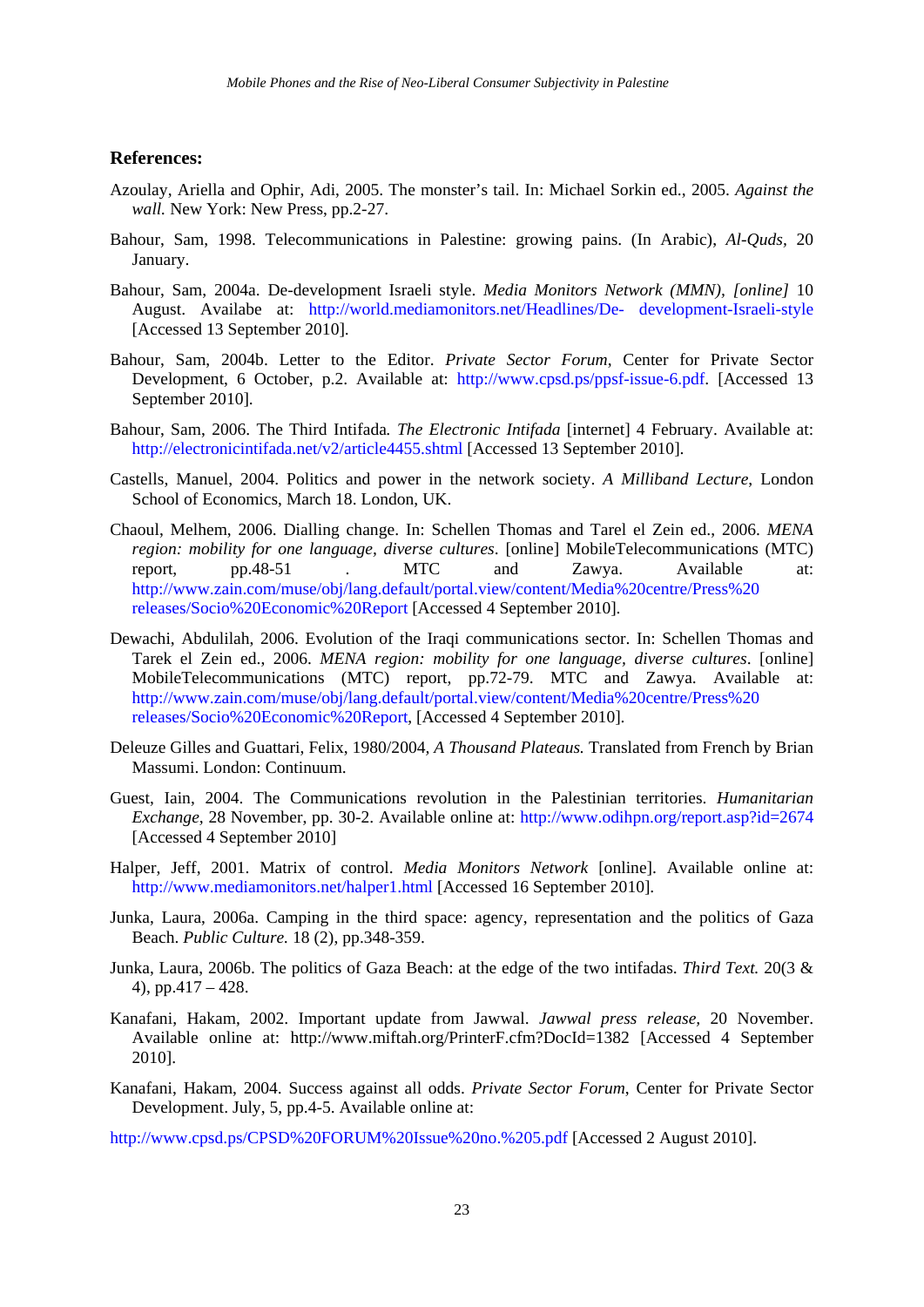**References:**

Azoulay, Ariella and Ophir, Adi, 2005. The monster's tail. In: Michael Sorkin ed., 2005. *Against the wall.* New York: New Press, pp.2-27.

Bahour, Sam, 1998. Telecommunications in Palestine: growing pains. (In Arabic), *Al-Quds,* 20 January.

Bahour, Sam, 2004a. De-development Israeli style. *Media Monitors Network (MMN), [online]* 10 August. Availabe at: http://world.mediamonitors.net/Headlines/De- development-Israeli-style [Accessed 13 September 2010].

Bahour, Sam, 2004b. Letter to the Editor. *Private Sector Forum*, Center for Private Sector Development, 6 October, p.2. Available at: http://www.cpsd.ps/ppsf-issue-6.pdf. [Accessed 13 September 2010].

Bahour, Sam, 2006. The Third Intifada*. The Electronic Intifada* [internet] 4 February. Available at: http://electronicintifada.net/v2/article4455.shtml [Accessed 13 September 2010].

Castells, Manuel, 2004. Politics and power in the network society. *A Milliband Lecture*, London School of Economics, March 18. London, UK.

Chaoul, Melhem, 2006. Dialling change. In: Schellen Thomas and Tarel el Zein ed., 2006. *MENA region: mobility for one language, diverse cultures*. [online] MobileTelecommunications (MTC) report, pp.48-51 . MTC and Zawya. Available at: http://www.zain.com/muse/obj/lang.default/portal.view/content/Media%20centre/Press%20 releases/Socio%20Economic%20Report [Accessed 4 September 2010].

Dewachi, Abdulilah, 2006. Evolution of the Iraqi communications sector. In: Schellen Thomas and Tarek el Zein ed., 2006. *MENA region: mobility for one language, diverse cultures*. [online] MobileTelecommunications (MTC) report, pp.72-79. MTC and Zawya. Available at: http://www.zain.com/muse/obj/lang.default/portal.view/content/Media%20centre/Press%20 releases/Socio%20Economic%20Report, [Accessed 4 September 2010].

Deleuze Gilles and Guattari, Felix, 1980/2004, *A Thousand Plateaus.* Translated from French by Brian Massumi. London: Continuum.

Guest, Iain, 2004. The Communications revolution in the Palestinian territories. *Humanitarian Exchange,* 28 November, pp. 30-2. Available online at: http://www.odihpn.org/report.asp?id=2674 [Accessed 4 September 2010]

Halper, Jeff, 2001. Matrix of control. *Media Monitors Network* [online]. Available online at: http://www.mediamonitors.net/halper1.html [Accessed 16 September 2010].

Junka, Laura, 2006a. Camping in the third space: agency, representation and the politics of Gaza Beach. *Public Culture.* 18 (2), pp.348-359.

Junka, Laura, 2006b. The politics of Gaza Beach: at the edge of the two intifadas. *Third Text.* 20(3 & 4), pp.417 – 428.

Kanafani, Hakam, 2002. Important update from Jawwal. *Jawwal press release,* 20 November. Available online at: http://www.miftah.org/PrinterF.cfm?DocId=1382 [Accessed 4 September 2010].

Kanafani, Hakam, 2004. Success against all odds. *Private Sector Forum*, Center for Private Sector Development. July, 5, pp.4-5. Available online at:

http://www.cpsd.ps/CPSD%20FORUM%20Issue%20no.%205.pdf [Accessed 2 August 2010].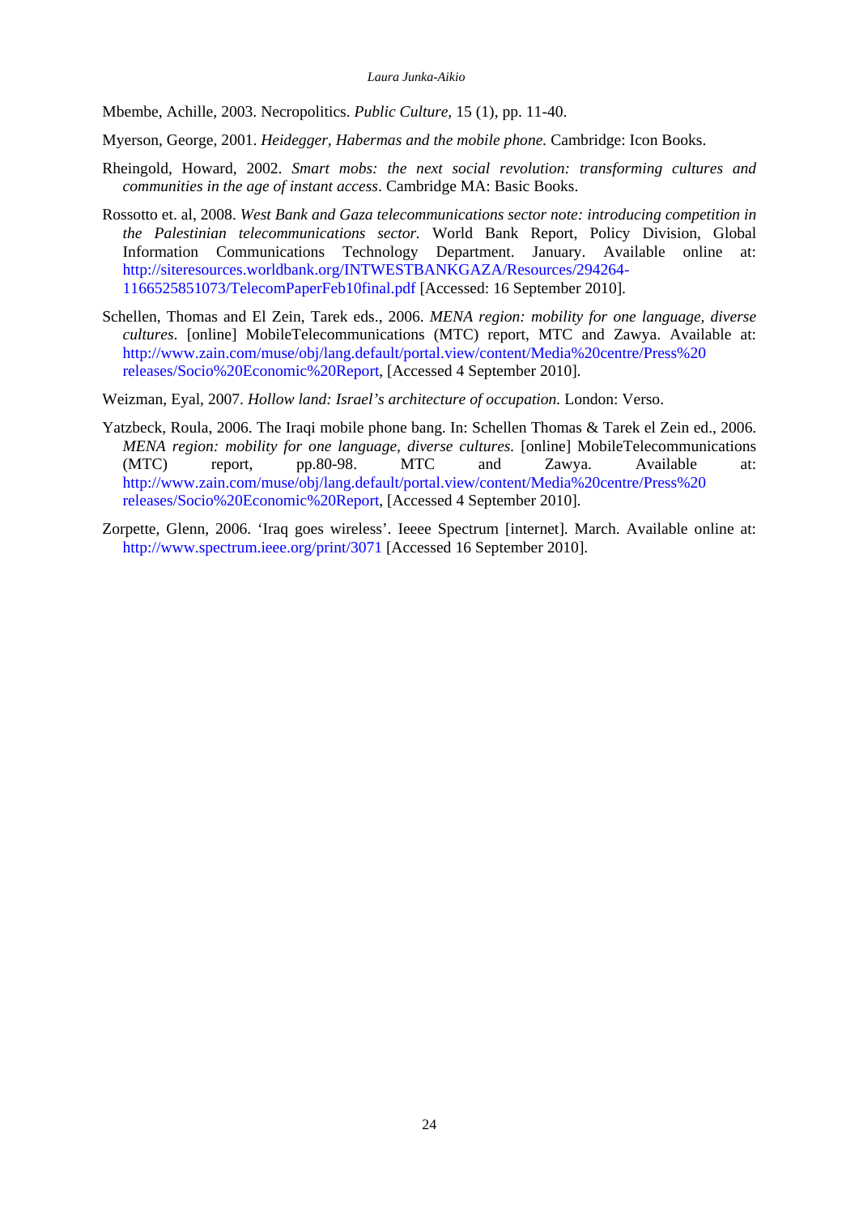Mbembe, Achille, 2003. Necropolitics. *Public Culture,* 15 (1), pp. 11-40.

Myerson, George, 2001. *Heidegger, Habermas and the mobile phone.* Cambridge: Icon Books.

Rheingold, Howard, 2002. *Smart mobs: the next social revolution: transforming cultures and communities in the age of instant access*. Cambridge MA: Basic Books.

Rossotto et. al, 2008. *West Bank and Gaza telecommunications sector note: introducing competition in the Palestinian telecommunications sector.* World Bank Report, Policy Division, Global Information Communications Technology Department. January. Available online at: http://siteresources.worldbank.org/INTWESTBANKGAZA/Resources/294264-1166525851073/TelecomPaperFeb10final.pdf [Accessed: 16 September 2010].

Schellen, Thomas and El Zein, Tarek eds., 2006. *MENA region: mobility for one language, diverse cultures.* [online] MobileTelecommunications (MTC) report, MTC and Zawya. Available at: http://www.zain.com/muse/obj/lang.default/portal.view/content/Media%20centre/Press%20releases/Socio%20Economic%20Report, [Accessed 4 September 2010].

Weizman, Eyal, 2007. *Hollow land: Israel's architecture of occupation.* London: Verso.

Yatzbeck, Roula, 2006. The Iraqi mobile phone bang. In: Schellen Thomas & Tarek el Zein ed., 2006. *MENA region: mobility for one language, diverse cultures.* [online] MobileTelecommunications (MTC) report, pp.80-98. MTC and Zawya. Available at: http://www.zain.com/muse/obj/lang.default/portal.view/content/Media%20centre/Press%20releases/Socio%20Economic%20Report, [Accessed 4 September 2010].

Zorpette, Glenn, 2006. 'Iraq goes wireless'. Ieeee Spectrum [internet]. March. Available online at: http://www.spectrum.ieee.org/print/3071 [Accessed 16 September 2010].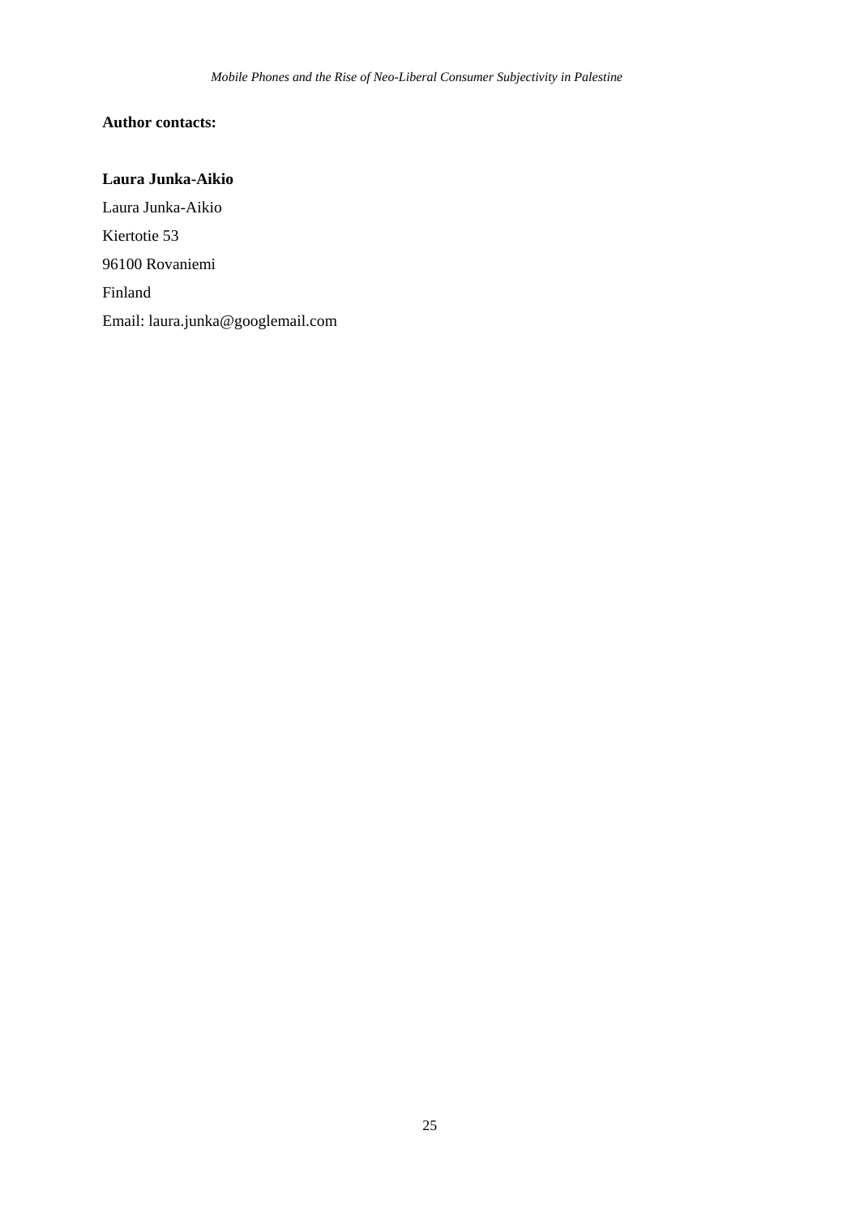**Author contacts:**

**Laura Junka-Aikio**

Laura Junka-Aikio

Kiertotie 53

96100 Rovaniemi

Finland

Email: laura.junka@googlemail.com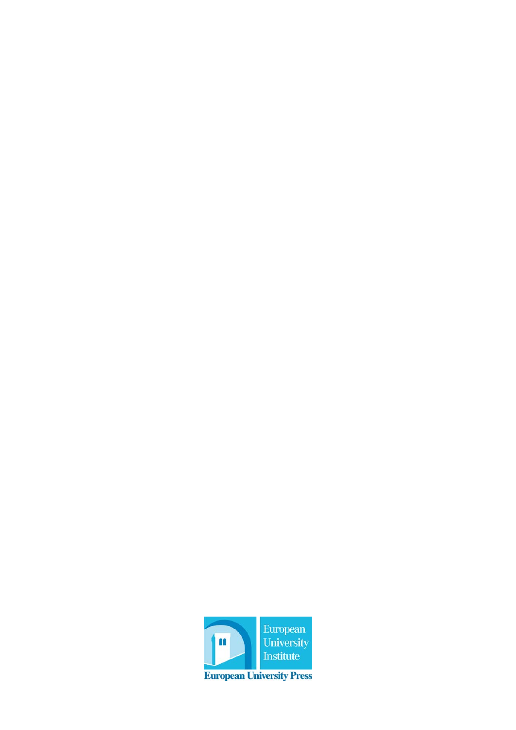European
University
Institute

European University Press